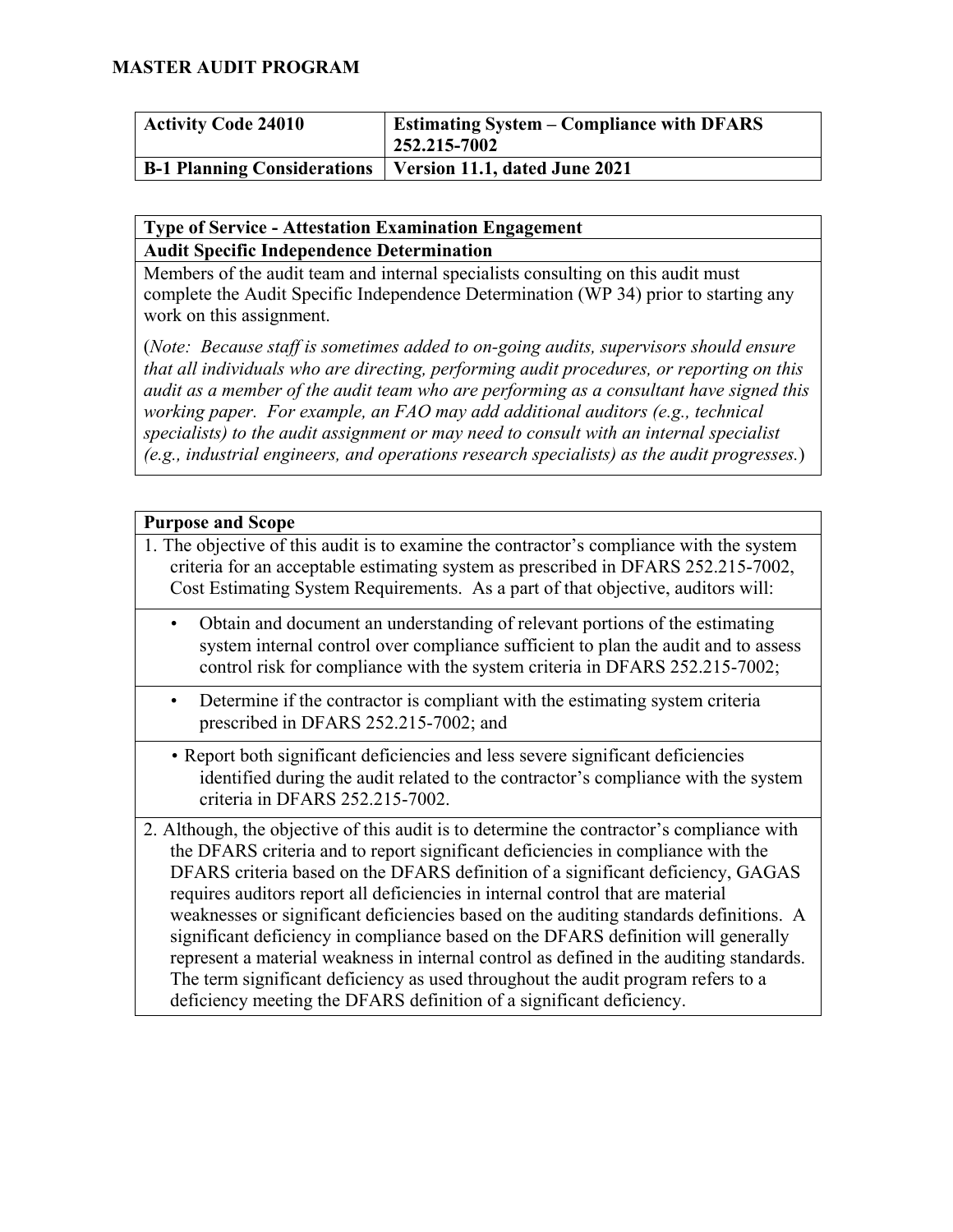# MASTER AUDIT PROGRAM

| Activity Code 24010 | Estimating System – Compliance with DFARS 252.215-7002 |
|---|---|
| **B-1 Planning Considerations** | **Version 11.1, dated June 2021** |

## Type of Service - Attestation Examination Engagement

### Audit Specific Independence Determination

Members of the audit team and internal specialists consulting on this audit must complete the Audit Specific Independence Determination (WP 34) prior to starting any work on this assignment.

(*Note: Because staff is sometimes added to on-going audits, supervisors should ensure that all individuals who are directing, performing audit procedures, or reporting on this audit as a member of the audit team who are performing as a consultant have signed this working paper. For example, an FAO may add additional auditors (e.g., technical specialists) to the audit assignment or may need to consult with an internal specialist (e.g., industrial engineers, and operations research specialists) as the audit progresses.*)

## Purpose and Scope

1. The objective of this audit is to examine the contractor's compliance with the system criteria for an acceptable estimating system as prescribed in DFARS 252.215-7002, Cost Estimating System Requirements. As a part of that objective, auditors will:
   - Obtain and document an understanding of relevant portions of the estimating system internal control over compliance sufficient to plan the audit and to assess control risk for compliance with the system criteria in DFARS 252.215-7002;
   - Determine if the contractor is compliant with the estimating system criteria prescribed in DFARS 252.215-7002; and
   - Report both significant deficiencies and less severe significant deficiencies identified during the audit related to the contractor's compliance with the system criteria in DFARS 252.215-7002.

2. Although, the objective of this audit is to determine the contractor's compliance with the DFARS criteria and to report significant deficiencies in compliance with the DFARS criteria based on the DFARS definition of a significant deficiency, GAGAS requires auditors report all deficiencies in internal control that are material weaknesses or significant deficiencies based on the auditing standards definitions. A significant deficiency in compliance based on the DFARS definition will generally represent a material weakness in internal control as defined in the auditing standards. The term significant deficiency as used throughout the audit program refers to a deficiency meeting the DFARS definition of a significant deficiency.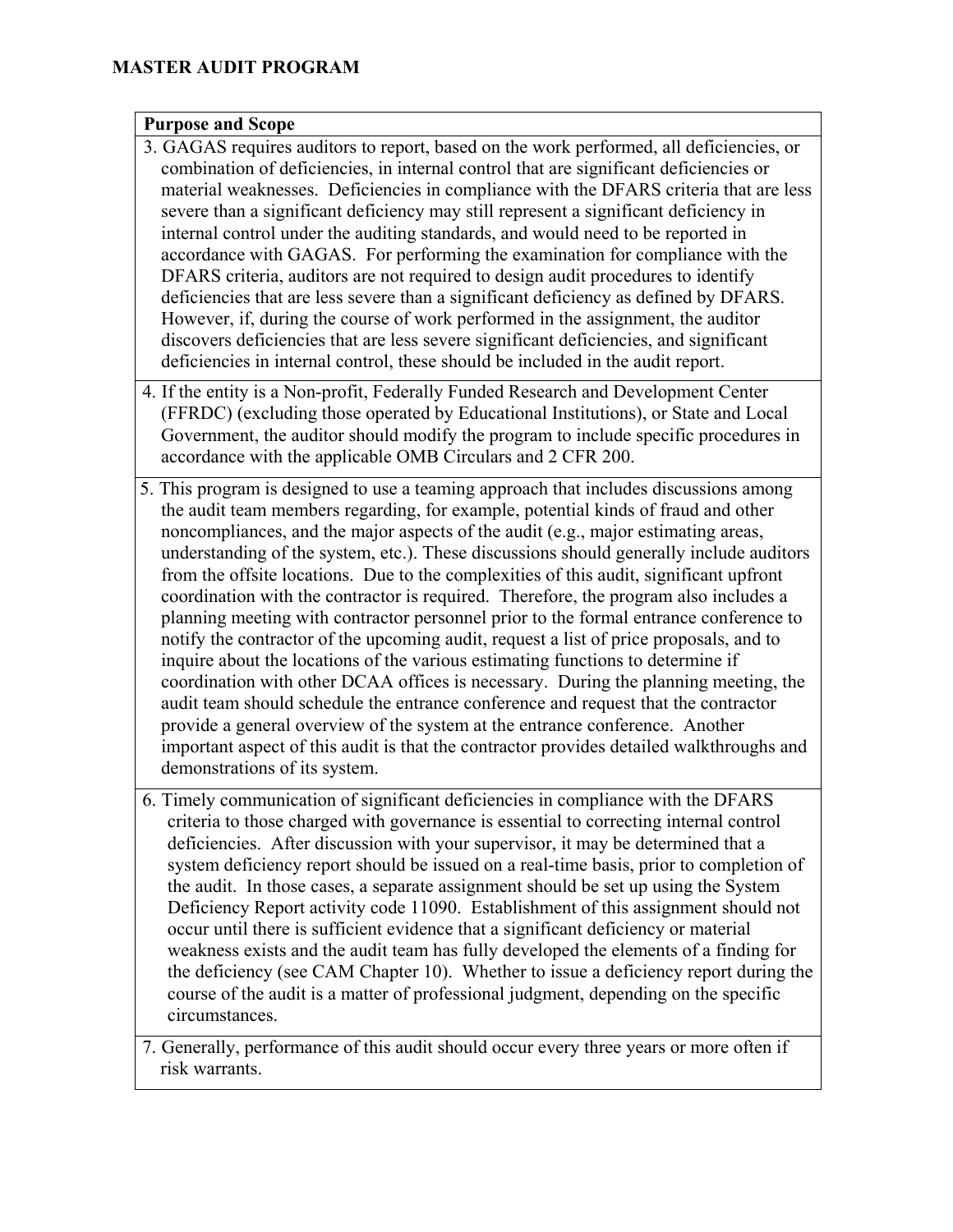## MASTER AUDIT PROGRAM

| Purpose and Scope |
|---|
| 3. GAGAS requires auditors to report, based on the work performed, all deficiencies, or combination of deficiencies, in internal control that are significant deficiencies or material weaknesses. Deficiencies in compliance with the DFARS criteria that are less severe than a significant deficiency may still represent a significant deficiency in internal control under the auditing standards, and would need to be reported in accordance with GAGAS. For performing the examination for compliance with the DFARS criteria, auditors are not required to design audit procedures to identify deficiencies that are less severe than a significant deficiency as defined by DFARS. However, if, during the course of work performed in the assignment, the auditor discovers deficiencies that are less severe significant deficiencies, and significant deficiencies in internal control, these should be included in the audit report. |
| 4. If the entity is a Non-profit, Federally Funded Research and Development Center (FFRDC) (excluding those operated by Educational Institutions), or State and Local Government, the auditor should modify the program to include specific procedures in accordance with the applicable OMB Circulars and 2 CFR 200. |
| 5. This program is designed to use a teaming approach that includes discussions among the audit team members regarding, for example, potential kinds of fraud and other noncompliances, and the major aspects of the audit (e.g., major estimating areas, understanding of the system, etc.). These discussions should generally include auditors from the offsite locations. Due to the complexities of this audit, significant upfront coordination with the contractor is required. Therefore, the program also includes a planning meeting with contractor personnel prior to the formal entrance conference to notify the contractor of the upcoming audit, request a list of price proposals, and to inquire about the locations of the various estimating functions to determine if coordination with other DCAA offices is necessary. During the planning meeting, the audit team should schedule the entrance conference and request that the contractor provide a general overview of the system at the entrance conference. Another important aspect of this audit is that the contractor provides detailed walkthroughs and demonstrations of its system. |
| 6. Timely communication of significant deficiencies in compliance with the DFARS criteria to those charged with governance is essential to correcting internal control deficiencies. After discussion with your supervisor, it may be determined that a system deficiency report should be issued on a real-time basis, prior to completion of the audit. In those cases, a separate assignment should be set up using the System Deficiency Report activity code 11090. Establishment of this assignment should not occur until there is sufficient evidence that a significant deficiency or material weakness exists and the audit team has fully developed the elements of a finding for the deficiency (see CAM Chapter 10). Whether to issue a deficiency report during the course of the audit is a matter of professional judgment, depending on the specific circumstances. |
| 7. Generally, performance of this audit should occur every three years or more often if risk warrants. |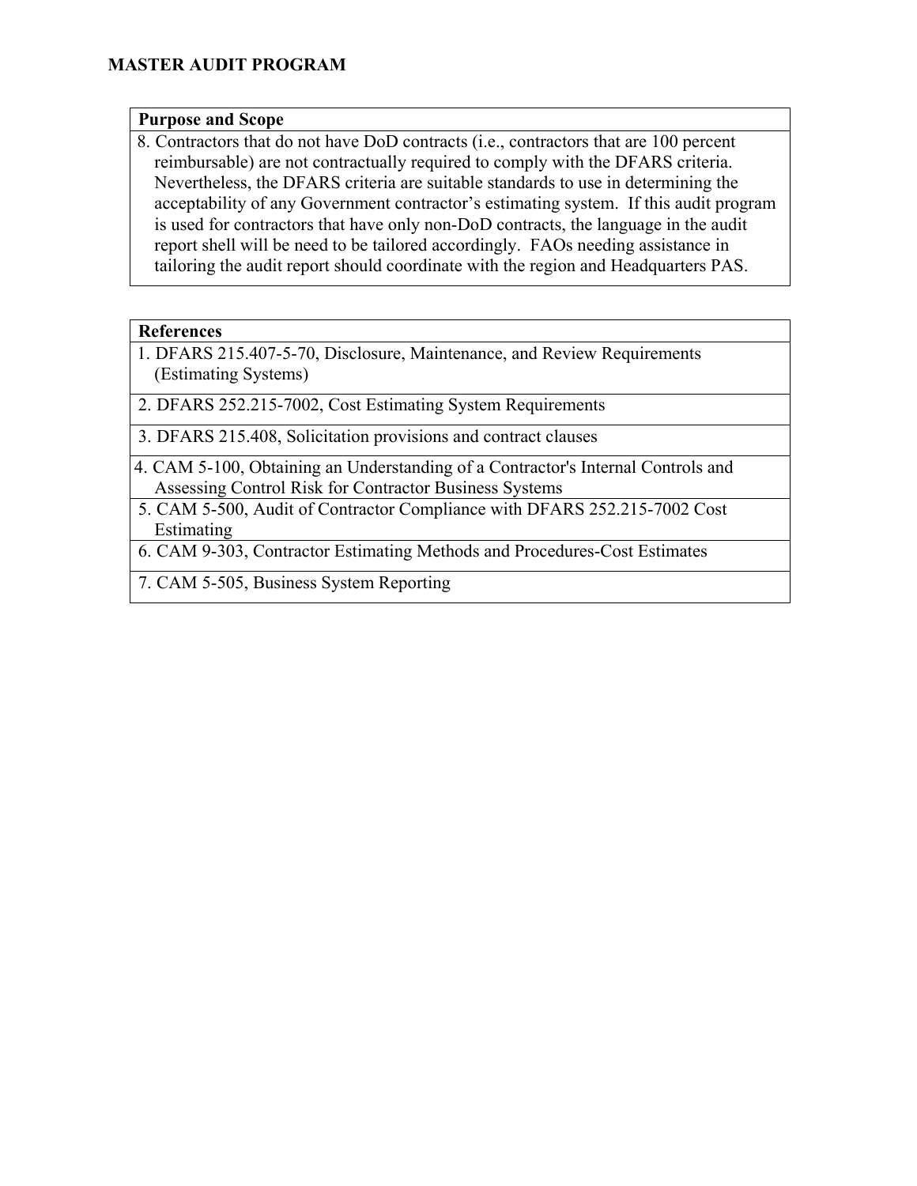**MASTER AUDIT PROGRAM**

| Purpose and Scope |
|---|
| 8. Contractors that do not have DoD contracts (i.e., contractors that are 100 percent reimbursable) are not contractually required to comply with the DFARS criteria. Nevertheless, the DFARS criteria are suitable standards to use in determining the acceptability of any Government contractor's estimating system. If this audit program is used for contractors that have only non-DoD contracts, the language in the audit report shell will be need to be tailored accordingly. FAOs needing assistance in tailoring the audit report should coordinate with the region and Headquarters PAS. |

| References |
|---|
| 1. DFARS 215.407-5-70, Disclosure, Maintenance, and Review Requirements (Estimating Systems) |
| 2. DFARS 252.215-7002, Cost Estimating System Requirements |
| 3. DFARS 215.408, Solicitation provisions and contract clauses |
| 4. CAM 5-100, Obtaining an Understanding of a Contractor's Internal Controls and Assessing Control Risk for Contractor Business Systems |
| 5. CAM 5-500, Audit of Contractor Compliance with DFARS 252.215-7002 Cost Estimating |
| 6. CAM 9-303, Contractor Estimating Methods and Procedures-Cost Estimates |
| 7. CAM 5-505, Business System Reporting |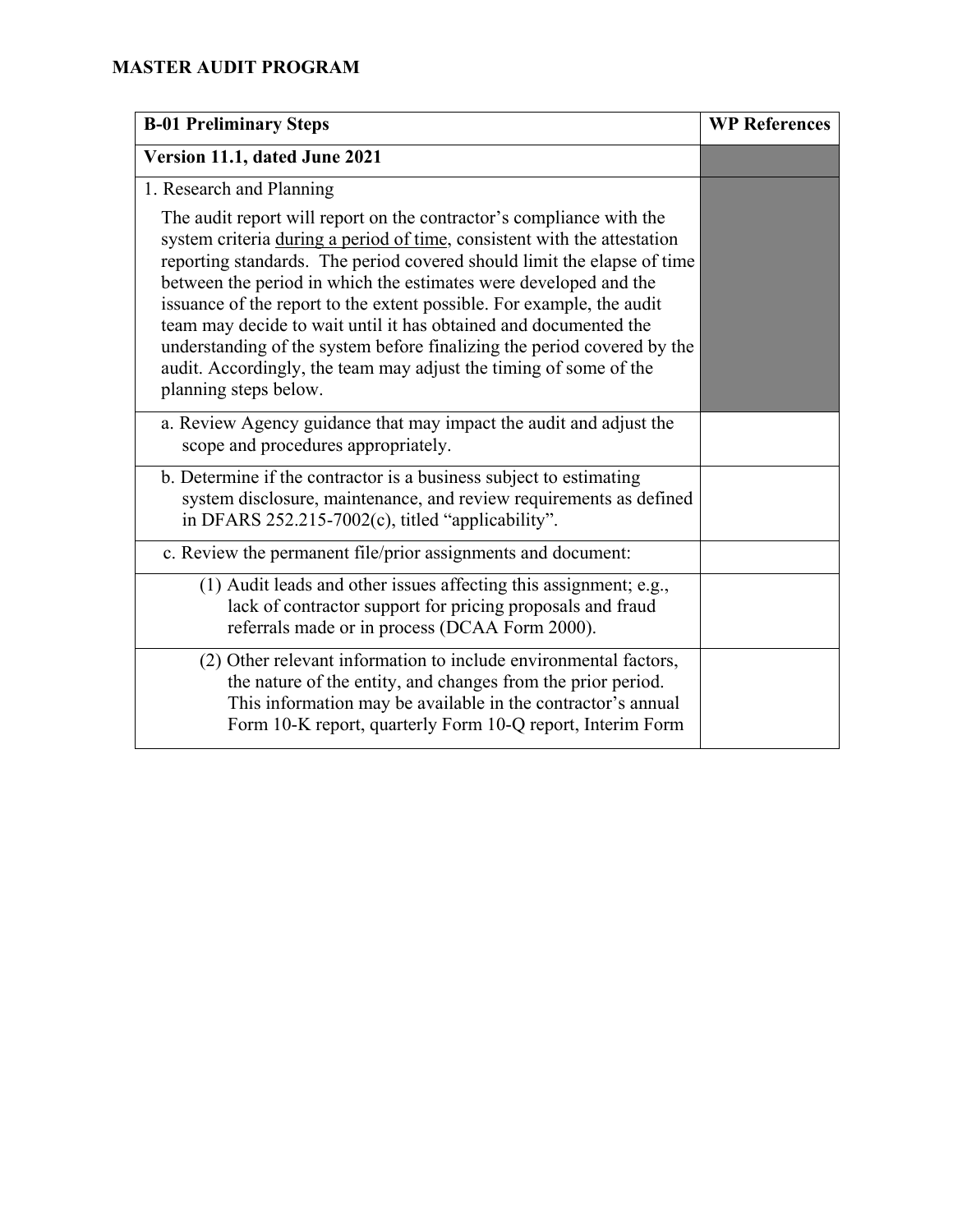**MASTER AUDIT PROGRAM**

| B-01 Preliminary Steps | WP References |
|---|---|
| **Version 11.1, dated June 2021** | |
| 1. Research and Planning<br><br>The audit report will report on the contractor's compliance with the system criteria <u>during a period of time</u>, consistent with the attestation reporting standards. The period covered should limit the elapse of time between the period in which the estimates were developed and the issuance of the report to the extent possible. For example, the audit team may decide to wait until it has obtained and documented the understanding of the system before finalizing the period covered by the audit. Accordingly, the team may adjust the timing of some of the planning steps below. | |
| a. Review Agency guidance that may impact the audit and adjust the scope and procedures appropriately. | |
| b. Determine if the contractor is a business subject to estimating system disclosure, maintenance, and review requirements as defined in DFARS 252.215-7002(c), titled "applicability". | |
| c. Review the permanent file/prior assignments and document: | |
| (1) Audit leads and other issues affecting this assignment; e.g., lack of contractor support for pricing proposals and fraud referrals made or in process (DCAA Form 2000). | |
| (2) Other relevant information to include environmental factors, the nature of the entity, and changes from the prior period. This information may be available in the contractor's annual Form 10-K report, quarterly Form 10-Q report, Interim Form | |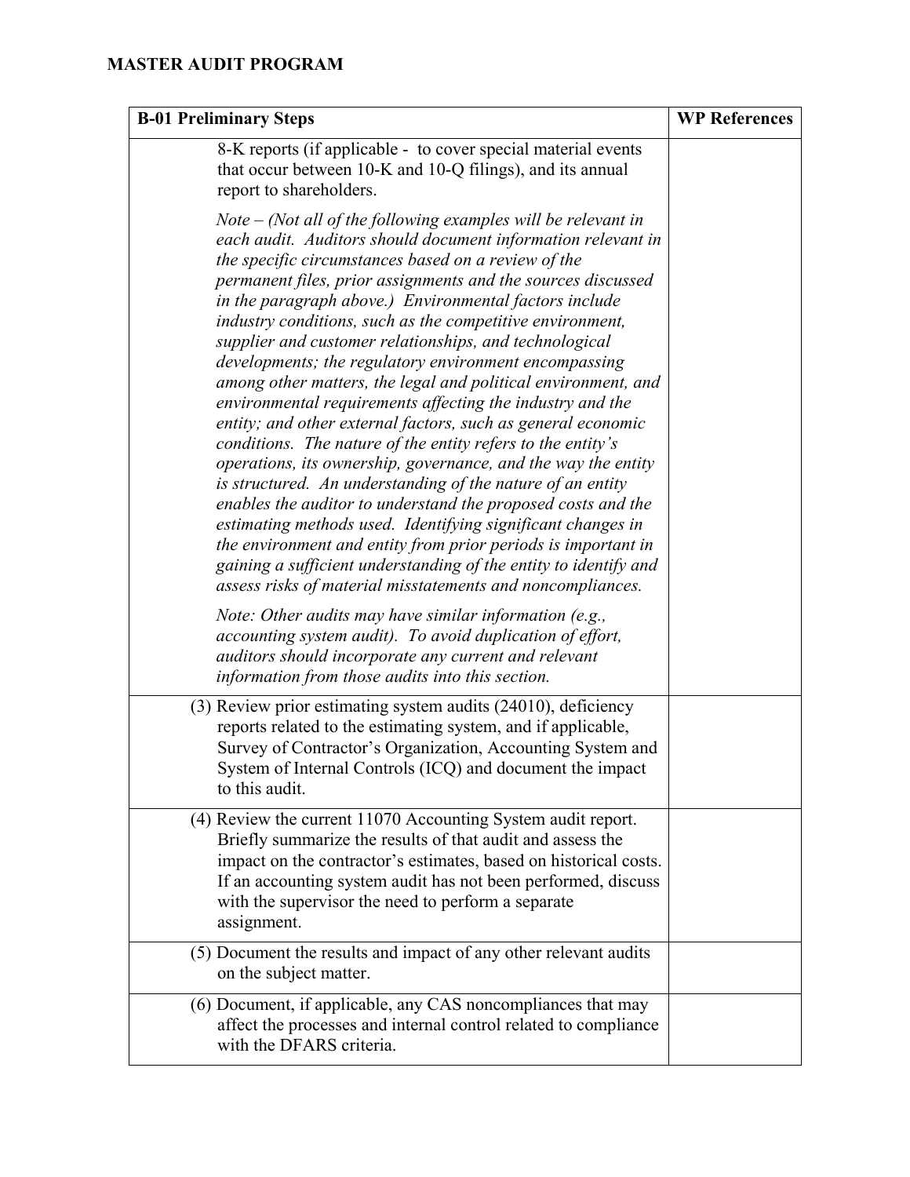## MASTER AUDIT PROGRAM

| B-01 Preliminary Steps | WP References |
|---|---|
| 8-K reports (if applicable - to cover special material events that occur between 10-K and 10-Q filings), and its annual report to shareholders.<br><br>*Note – (Not all of the following examples will be relevant in each audit. Auditors should document information relevant in the specific circumstances based on a review of the permanent files, prior assignments and the sources discussed in the paragraph above.) Environmental factors include industry conditions, such as the competitive environment, supplier and customer relationships, and technological developments; the regulatory environment encompassing among other matters, the legal and political environment, and environmental requirements affecting the industry and the entity; and other external factors, such as general economic conditions. The nature of the entity refers to the entity's operations, its ownership, governance, and the way the entity is structured. An understanding of the nature of an entity enables the auditor to understand the proposed costs and the estimating methods used. Identifying significant changes in the environment and entity from prior periods is important in gaining a sufficient understanding of the entity to identify and assess risks of material misstatements and noncompliances.*<br><br>*Note: Other audits may have similar information (e.g., accounting system audit). To avoid duplication of effort, auditors should incorporate any current and relevant information from those audits into this section.* | |
| (3) Review prior estimating system audits (24010), deficiency reports related to the estimating system, and if applicable, Survey of Contractor's Organization, Accounting System and System of Internal Controls (ICQ) and document the impact to this audit. | |
| (4) Review the current 11070 Accounting System audit report. Briefly summarize the results of that audit and assess the impact on the contractor's estimates, based on historical costs. If an accounting system audit has not been performed, discuss with the supervisor the need to perform a separate assignment. | |
| (5) Document the results and impact of any other relevant audits on the subject matter. | |
| (6) Document, if applicable, any CAS noncompliances that may affect the processes and internal control related to compliance with the DFARS criteria. | |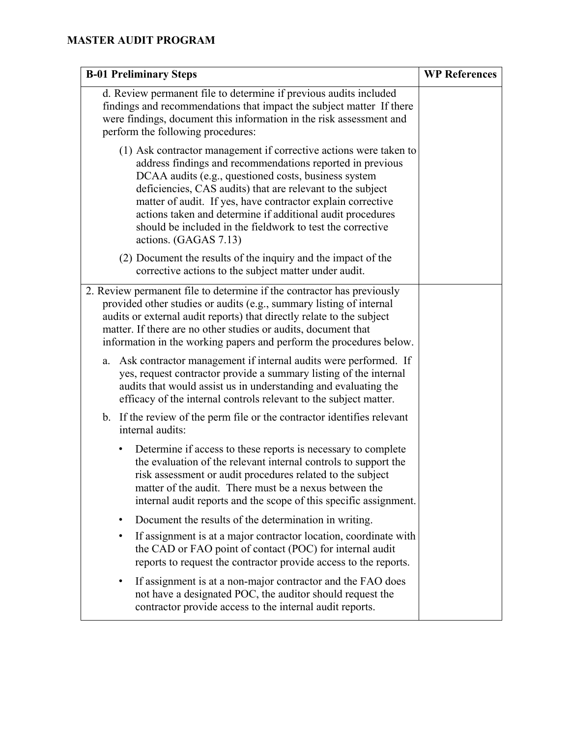# MASTER AUDIT PROGRAM

| B-01 Preliminary Steps | WP References |
|---|---|
| d. Review permanent file to determine if previous audits included findings and recommendations that impact the subject matter  If there were findings, document this information in the risk assessment and perform the following procedures:<br><br>(1) Ask contractor management if corrective actions were taken to address findings and recommendations reported in previous DCAA audits (e.g., questioned costs, business system deficiencies, CAS audits) that are relevant to the subject matter of audit.  If yes, have contractor explain corrective actions taken and determine if additional audit procedures should be included in the fieldwork to test the corrective actions. (GAGAS 7.13)<br><br>(2) Document the results of the inquiry and the impact of the corrective actions to the subject matter under audit. | |
| 2. Review permanent file to determine if the contractor has previously provided other studies or audits (e.g., summary listing of internal audits or external audit reports) that directly relate to the subject matter. If there are no other studies or audits, document that information in the working papers and perform the procedures below.<br><br>a. Ask contractor management if internal audits were performed.  If yes, request contractor provide a summary listing of the internal audits that would assist us in understanding and evaluating the efficacy of the internal controls relevant to the subject matter.<br><br>b. If the review of the perm file or the contractor identifies relevant internal audits:<br><br>• Determine if access to these reports is necessary to complete the evaluation of the relevant internal controls to support the risk assessment or audit procedures related to the subject matter of the audit.  There must be a nexus between the internal audit reports and the scope of this specific assignment.<br><br>• Document the results of the determination in writing.<br><br>• If assignment is at a major contractor location, coordinate with the CAD or FAO point of contact (POC) for internal audit reports to request the contractor provide access to the reports.<br><br>• If assignment is at a non-major contractor and the FAO does not have a designated POC, the auditor should request the contractor provide access to the internal audit reports. | |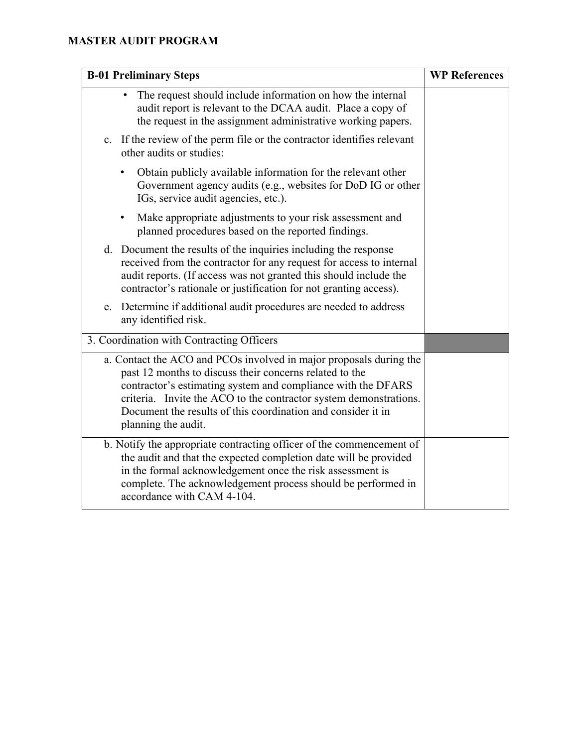**MASTER AUDIT PROGRAM**

| B-01 Preliminary Steps | WP References |
|---|---|
| • The request should include information on how the internal audit report is relevant to the DCAA audit. Place a copy of the request in the assignment administrative working papers.<br><br>c. If the review of the perm file or the contractor identifies relevant other audits or studies:<br><br>• Obtain publicly available information for the relevant other Government agency audits (e.g., websites for DoD IG or other IGs, service audit agencies, etc.).<br><br>• Make appropriate adjustments to your risk assessment and planned procedures based on the reported findings.<br><br>d. Document the results of the inquiries including the response received from the contractor for any request for access to internal audit reports. (If access was not granted this should include the contractor's rationale or justification for not granting access).<br><br>e. Determine if additional audit procedures are needed to address any identified risk. | |
| 3. Coordination with Contracting Officers | |
| a. Contact the ACO and PCOs involved in major proposals during the past 12 months to discuss their concerns related to the contractor's estimating system and compliance with the DFARS criteria. Invite the ACO to the contractor system demonstrations. Document the results of this coordination and consider it in planning the audit. | |
| b. Notify the appropriate contracting officer of the commencement of the audit and that the expected completion date will be provided in the formal acknowledgement once the risk assessment is complete. The acknowledgement process should be performed in accordance with CAM 4-104. | |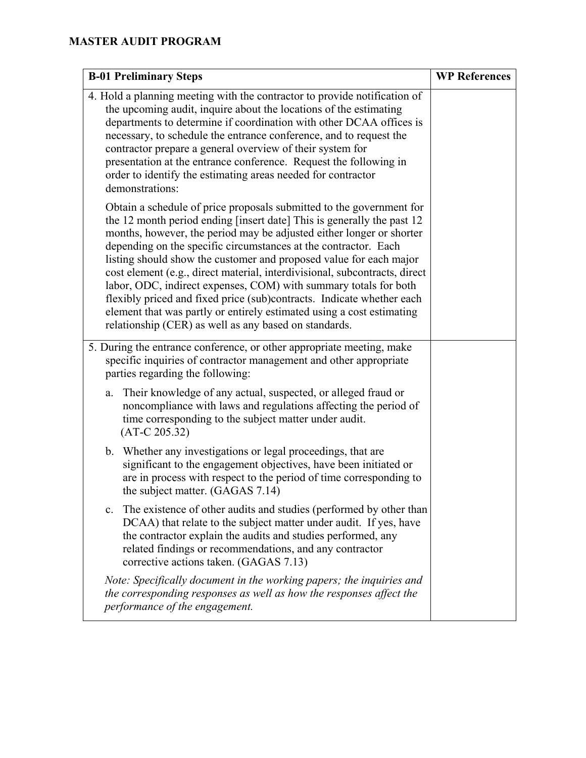**MASTER AUDIT PROGRAM**

| B-01 Preliminary Steps | WP References |
|---|---|
| 4. Hold a planning meeting with the contractor to provide notification of the upcoming audit, inquire about the locations of the estimating departments to determine if coordination with other DCAA offices is necessary, to schedule the entrance conference, and to request the contractor prepare a general overview of their system for presentation at the entrance conference. Request the following in order to identify the estimating areas needed for contractor demonstrations:<br><br>Obtain a schedule of price proposals submitted to the government for the 12 month period ending [insert date] This is generally the past 12 months, however, the period may be adjusted either longer or shorter depending on the specific circumstances at the contractor. Each listing should show the customer and proposed value for each major cost element (e.g., direct material, interdivisional, subcontracts, direct labor, ODC, indirect expenses, COM) with summary totals for both flexibly priced and fixed price (sub)contracts. Indicate whether each element that was partly or entirely estimated using a cost estimating relationship (CER) as well as any based on standards. | |
| 5. During the entrance conference, or other appropriate meeting, make specific inquiries of contractor management and other appropriate parties regarding the following:<br><br>a. Their knowledge of any actual, suspected, or alleged fraud or noncompliance with laws and regulations affecting the period of time corresponding to the subject matter under audit. (AT-C 205.32)<br><br>b. Whether any investigations or legal proceedings, that are significant to the engagement objectives, have been initiated or are in process with respect to the period of time corresponding to the subject matter. (GAGAS 7.14)<br><br>c. The existence of other audits and studies (performed by other than DCAA) that relate to the subject matter under audit. If yes, have the contractor explain the audits and studies performed, any related findings or recommendations, and any contractor corrective actions taken. (GAGAS 7.13)<br><br>*Note: Specifically document in the working papers; the inquiries and the corresponding responses as well as how the responses affect the performance of the engagement.* | |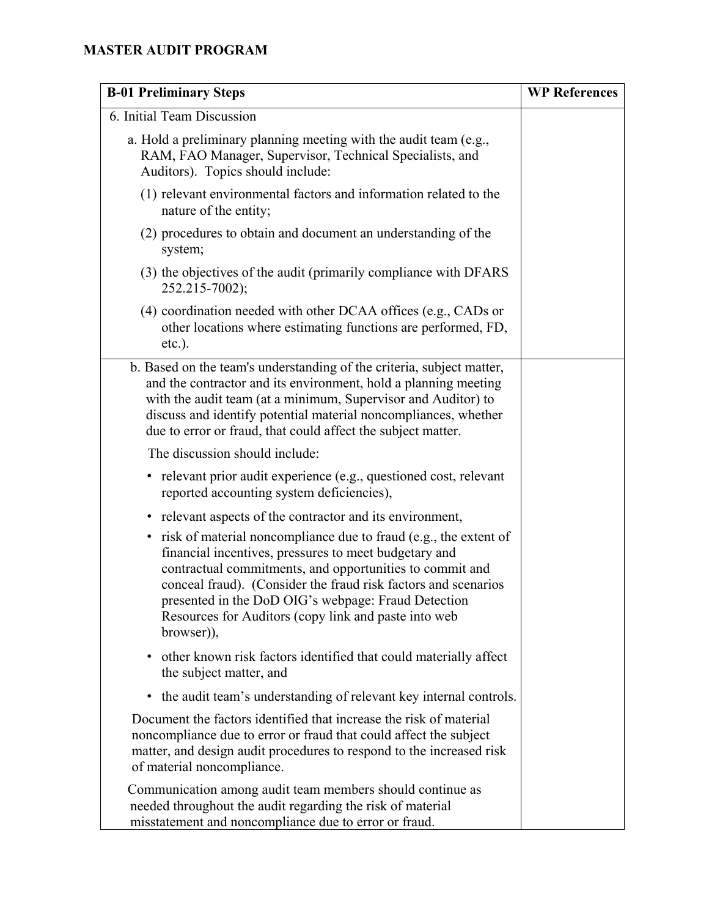## MASTER AUDIT PROGRAM

| B-01 Preliminary Steps | WP References |
|---|---|
| 6. Initial Team Discussion<br><br>a. Hold a preliminary planning meeting with the audit team (e.g., RAM, FAO Manager, Supervisor, Technical Specialists, and Auditors). Topics should include:<br><br>(1) relevant environmental factors and information related to the nature of the entity;<br><br>(2) procedures to obtain and document an understanding of the system;<br><br>(3) the objectives of the audit (primarily compliance with DFARS 252.215-7002);<br><br>(4) coordination needed with other DCAA offices (e.g., CADs or other locations where estimating functions are performed, FD, etc.). | |
| b. Based on the team's understanding of the criteria, subject matter, and the contractor and its environment, hold a planning meeting with the audit team (at a minimum, Supervisor and Auditor) to discuss and identify potential material noncompliances, whether due to error or fraud, that could affect the subject matter.<br><br>The discussion should include:<br><br>• relevant prior audit experience (e.g., questioned cost, relevant reported accounting system deficiencies),<br><br>• relevant aspects of the contractor and its environment,<br><br>• risk of material noncompliance due to fraud (e.g., the extent of financial incentives, pressures to meet budgetary and contractual commitments, and opportunities to commit and conceal fraud). (Consider the fraud risk factors and scenarios presented in the DoD OIG's webpage: Fraud Detection Resources for Auditors (copy link and paste into web browser)),<br><br>• other known risk factors identified that could materially affect the subject matter, and<br><br>• the audit team's understanding of relevant key internal controls.<br><br>Document the factors identified that increase the risk of material noncompliance due to error or fraud that could affect the subject matter, and design audit procedures to respond to the increased risk of material noncompliance.<br><br>Communication among audit team members should continue as needed throughout the audit regarding the risk of material misstatement and noncompliance due to error or fraud. | |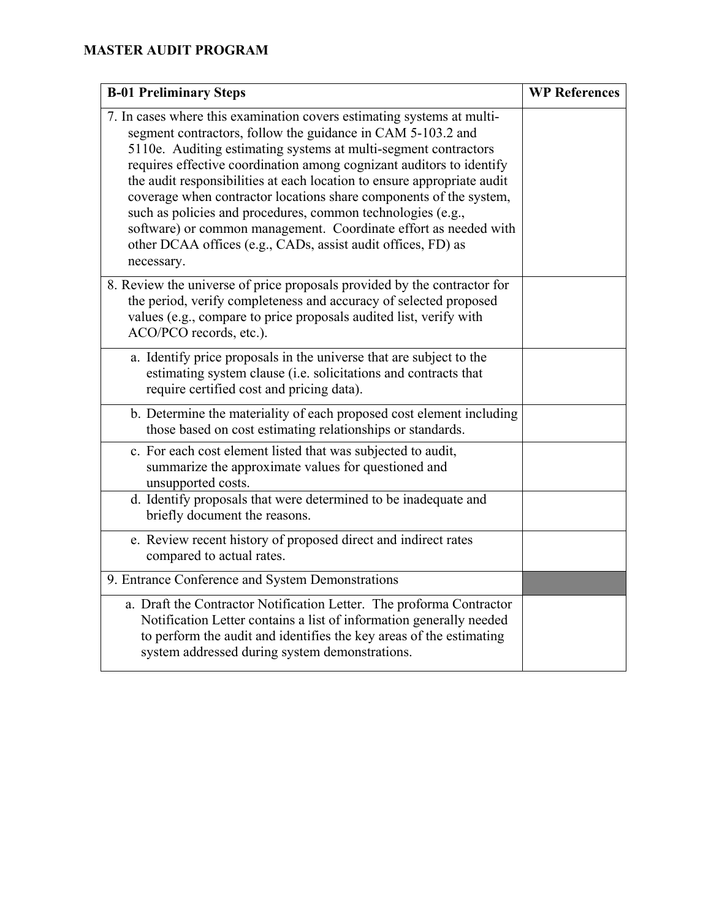**MASTER AUDIT PROGRAM**

| B-01 Preliminary Steps | WP References |
|---|---|
| 7. In cases where this examination covers estimating systems at multi-segment contractors, follow the guidance in CAM 5-103.2 and 5110e. Auditing estimating systems at multi-segment contractors requires effective coordination among cognizant auditors to identify the audit responsibilities at each location to ensure appropriate audit coverage when contractor locations share components of the system, such as policies and procedures, common technologies (e.g., software) or common management. Coordinate effort as needed with other DCAA offices (e.g., CADs, assist audit offices, FD) as necessary. | |
| 8. Review the universe of price proposals provided by the contractor for the period, verify completeness and accuracy of selected proposed values (e.g., compare to price proposals audited list, verify with ACO/PCO records, etc.). | |
| a. Identify price proposals in the universe that are subject to the estimating system clause (i.e. solicitations and contracts that require certified cost and pricing data). | |
| b. Determine the materiality of each proposed cost element including those based on cost estimating relationships or standards. | |
| c. For each cost element listed that was subjected to audit, summarize the approximate values for questioned and unsupported costs. | |
| d. Identify proposals that were determined to be inadequate and briefly document the reasons. | |
| e. Review recent history of proposed direct and indirect rates compared to actual rates. | |
| 9. Entrance Conference and System Demonstrations | |
| a. Draft the Contractor Notification Letter. The proforma Contractor Notification Letter contains a list of information generally needed to perform the audit and identifies the key areas of the estimating system addressed during system demonstrations. | |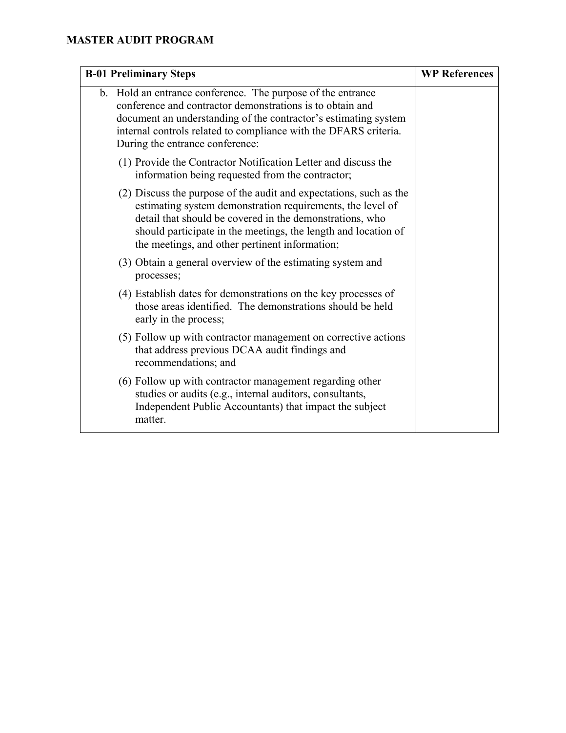**MASTER AUDIT PROGRAM**

| B-01 Preliminary Steps | WP References |
|---|---|
| b. Hold an entrance conference. The purpose of the entrance conference and contractor demonstrations is to obtain and document an understanding of the contractor's estimating system internal controls related to compliance with the DFARS criteria. During the entrance conference:<br><br>(1) Provide the Contractor Notification Letter and discuss the information being requested from the contractor;<br><br>(2) Discuss the purpose of the audit and expectations, such as the estimating system demonstration requirements, the level of detail that should be covered in the demonstrations, who should participate in the meetings, the length and location of the meetings, and other pertinent information;<br><br>(3) Obtain a general overview of the estimating system and processes;<br><br>(4) Establish dates for demonstrations on the key processes of those areas identified. The demonstrations should be held early in the process;<br><br>(5) Follow up with contractor management on corrective actions that address previous DCAA audit findings and recommendations; and<br><br>(6) Follow up with contractor management regarding other studies or audits (e.g., internal auditors, consultants, Independent Public Accountants) that impact the subject matter. | |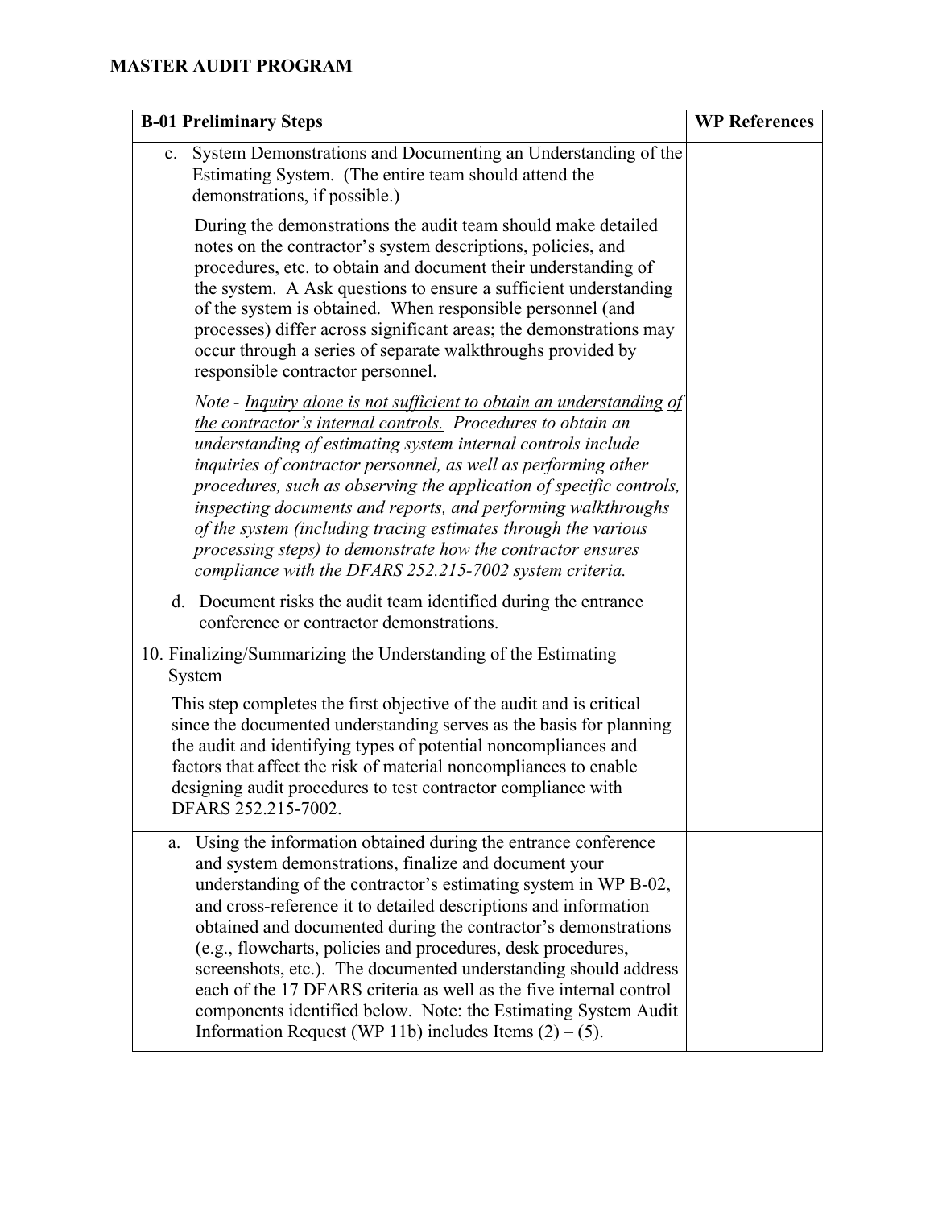## MASTER AUDIT PROGRAM

| B-01 Preliminary Steps | WP References |
|---|---|
| c. System Demonstrations and Documenting an Understanding of the Estimating System. (The entire team should attend the demonstrations, if possible.)<br><br>During the demonstrations the audit team should make detailed notes on the contractor's system descriptions, policies, and procedures, etc. to obtain and document their understanding of the system. A Ask questions to ensure a sufficient understanding of the system is obtained. When responsible personnel (and processes) differ across significant areas; the demonstrations may occur through a series of separate walkthroughs provided by responsible contractor personnel.<br><br>*Note - <u>Inquiry alone is not sufficient to obtain an understanding of the contractor's internal controls.</u> Procedures to obtain an understanding of estimating system internal controls include inquiries of contractor personnel, as well as performing other procedures, such as observing the application of specific controls, inspecting documents and reports, and performing walkthroughs of the system (including tracing estimates through the various processing steps) to demonstrate how the contractor ensures compliance with the DFARS 252.215-7002 system criteria.* | |
| d. Document risks the audit team identified during the entrance conference or contractor demonstrations. | |
| 10. Finalizing/Summarizing the Understanding of the Estimating System<br><br>This step completes the first objective of the audit and is critical since the documented understanding serves as the basis for planning the audit and identifying types of potential noncompliances and factors that affect the risk of material noncompliances to enable designing audit procedures to test contractor compliance with DFARS 252.215-7002. | |
| a. Using the information obtained during the entrance conference and system demonstrations, finalize and document your understanding of the contractor's estimating system in WP B-02, and cross-reference it to detailed descriptions and information obtained and documented during the contractor's demonstrations (e.g., flowcharts, policies and procedures, desk procedures, screenshots, etc.). The documented understanding should address each of the 17 DFARS criteria as well as the five internal control components identified below. Note: the Estimating System Audit Information Request (WP 11b) includes Items (2) – (5). | |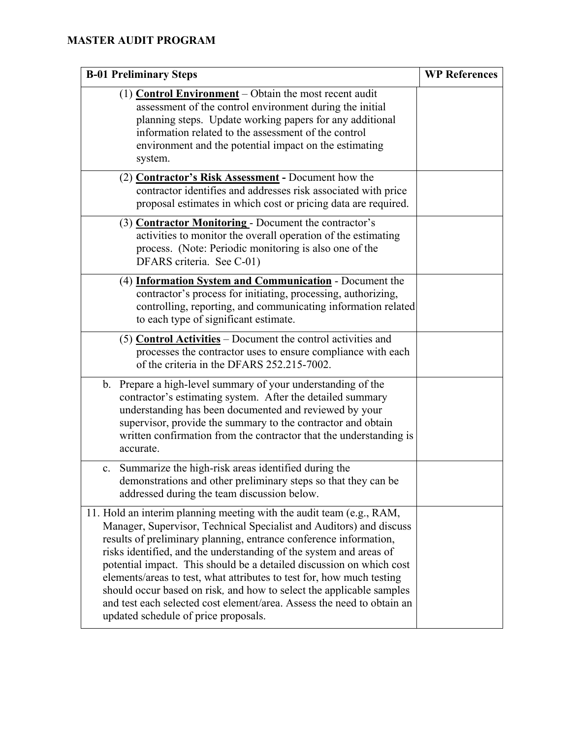**MASTER AUDIT PROGRAM**

| B-01 Preliminary Steps | WP References |
|---|---|
| (1) **Control Environment** – Obtain the most recent audit assessment of the control environment during the initial planning steps. Update working papers for any additional information related to the assessment of the control environment and the potential impact on the estimating system. | |
| (2) **Contractor's Risk Assessment -** Document how the contractor identifies and addresses risk associated with price proposal estimates in which cost or pricing data are required. | |
| (3) **Contractor Monitoring** - Document the contractor's activities to monitor the overall operation of the estimating process. (Note: Periodic monitoring is also one of the DFARS criteria. See C-01) | |
| (4) **Information System and Communication** - Document the contractor's process for initiating, processing, authorizing, controlling, reporting, and communicating information related to each type of significant estimate. | |
| (5) **Control Activities** – Document the control activities and processes the contractor uses to ensure compliance with each of the criteria in the DFARS 252.215-7002. | |
| b. Prepare a high-level summary of your understanding of the contractor's estimating system. After the detailed summary understanding has been documented and reviewed by your supervisor, provide the summary to the contractor and obtain written confirmation from the contractor that the understanding is accurate. | |
| c. Summarize the high-risk areas identified during the demonstrations and other preliminary steps so that they can be addressed during the team discussion below. | |
| 11. Hold an interim planning meeting with the audit team (e.g., RAM, Manager, Supervisor, Technical Specialist and Auditors) and discuss results of preliminary planning, entrance conference information, risks identified, and the understanding of the system and areas of potential impact. This should be a detailed discussion on which cost elements/areas to test, what attributes to test for, how much testing should occur based on risk, and how to select the applicable samples and test each selected cost element/area. Assess the need to obtain an updated schedule of price proposals. | |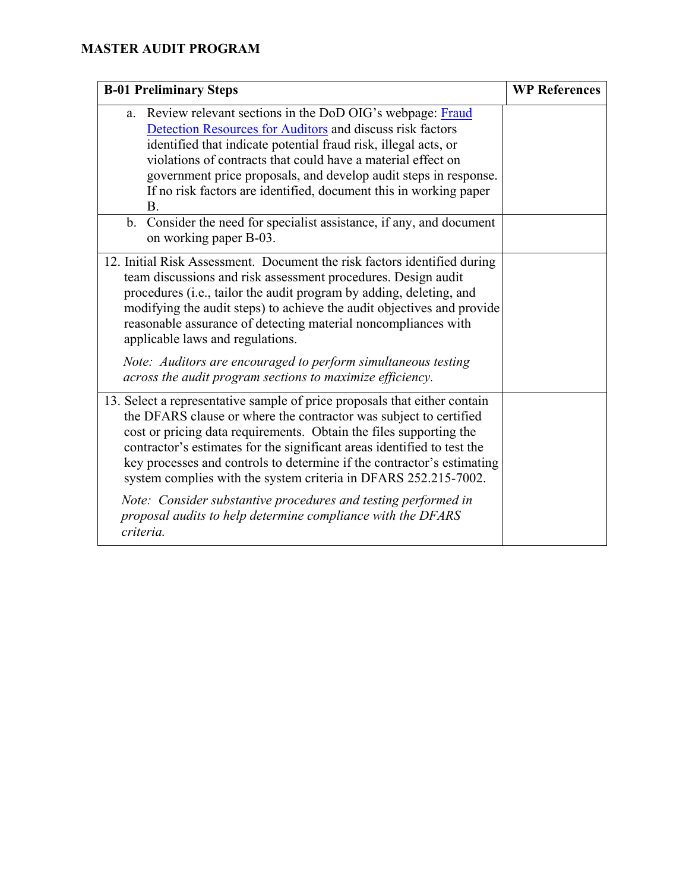**MASTER AUDIT PROGRAM**

| B-01 Preliminary Steps | WP References |
|---|---|
| a. Review relevant sections in the DoD OIG's webpage: [Fraud Detection Resources for Auditors]() and discuss risk factors identified that indicate potential fraud risk, illegal acts, or violations of contracts that could have a material effect on government price proposals, and develop audit steps in response. If no risk factors are identified, document this in working paper B. | |
| b. Consider the need for specialist assistance, if any, and document on working paper B-03. | |
| 12. Initial Risk Assessment. Document the risk factors identified during team discussions and risk assessment procedures. Design audit procedures (i.e., tailor the audit program by adding, deleting, and modifying the audit steps) to achieve the audit objectives and provide reasonable assurance of detecting material noncompliances with applicable laws and regulations. <br><br> *Note: Auditors are encouraged to perform simultaneous testing across the audit program sections to maximize efficiency.* | |
| 13. Select a representative sample of price proposals that either contain the DFARS clause or where the contractor was subject to certified cost or pricing data requirements. Obtain the files supporting the contractor's estimates for the significant areas identified to test the key processes and controls to determine if the contractor's estimating system complies with the system criteria in DFARS 252.215-7002. <br><br> *Note: Consider substantive procedures and testing performed in proposal audits to help determine compliance with the DFARS criteria.* | |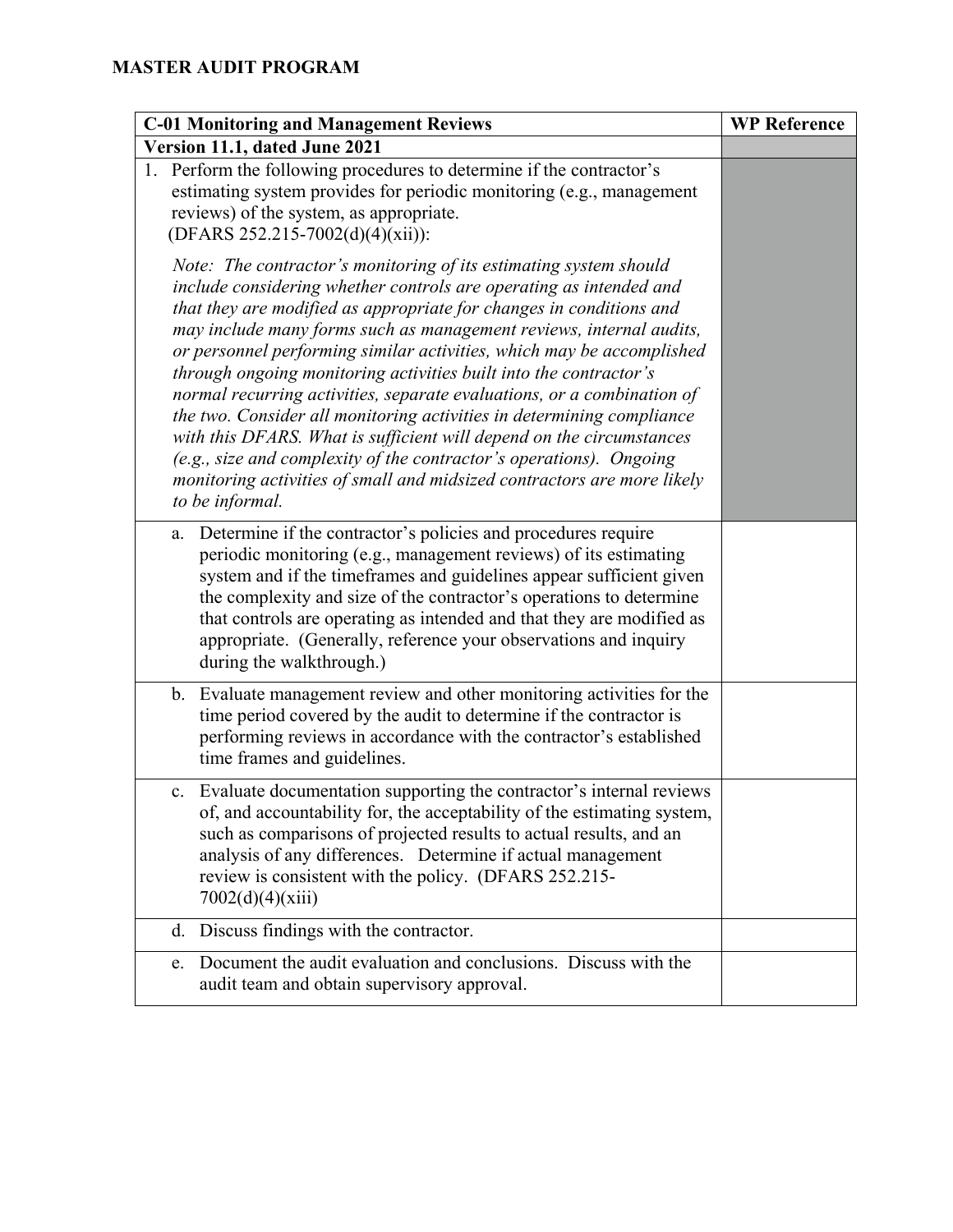# MASTER AUDIT PROGRAM

| C-01 Monitoring and Management Reviews | WP Reference |
|---|---|
| **Version 11.1, dated June 2021** | |
| 1. Perform the following procedures to determine if the contractor's estimating system provides for periodic monitoring (e.g., management reviews) of the system, as appropriate. (DFARS 252.215-7002(d)(4)(xii)):<br><br>*Note: The contractor's monitoring of its estimating system should include considering whether controls are operating as intended and that they are modified as appropriate for changes in conditions and may include many forms such as management reviews, internal audits, or personnel performing similar activities, which may be accomplished through ongoing monitoring activities built into the contractor's normal recurring activities, separate evaluations, or a combination of the two. Consider all monitoring activities in determining compliance with this DFARS. What is sufficient will depend on the circumstances (e.g., size and complexity of the contractor's operations). Ongoing monitoring activities of small and midsized contractors are more likely to be informal.* | |
| a. Determine if the contractor's policies and procedures require periodic monitoring (e.g., management reviews) of its estimating system and if the timeframes and guidelines appear sufficient given the complexity and size of the contractor's operations to determine that controls are operating as intended and that they are modified as appropriate. (Generally, reference your observations and inquiry during the walkthrough.) | |
| b. Evaluate management review and other monitoring activities for the time period covered by the audit to determine if the contractor is performing reviews in accordance with the contractor's established time frames and guidelines. | |
| c. Evaluate documentation supporting the contractor's internal reviews of, and accountability for, the acceptability of the estimating system, such as comparisons of projected results to actual results, and an analysis of any differences. Determine if actual management review is consistent with the policy. (DFARS 252.215-7002(d)(4)(xiii) | |
| d. Discuss findings with the contractor. | |
| e. Document the audit evaluation and conclusions. Discuss with the audit team and obtain supervisory approval. | |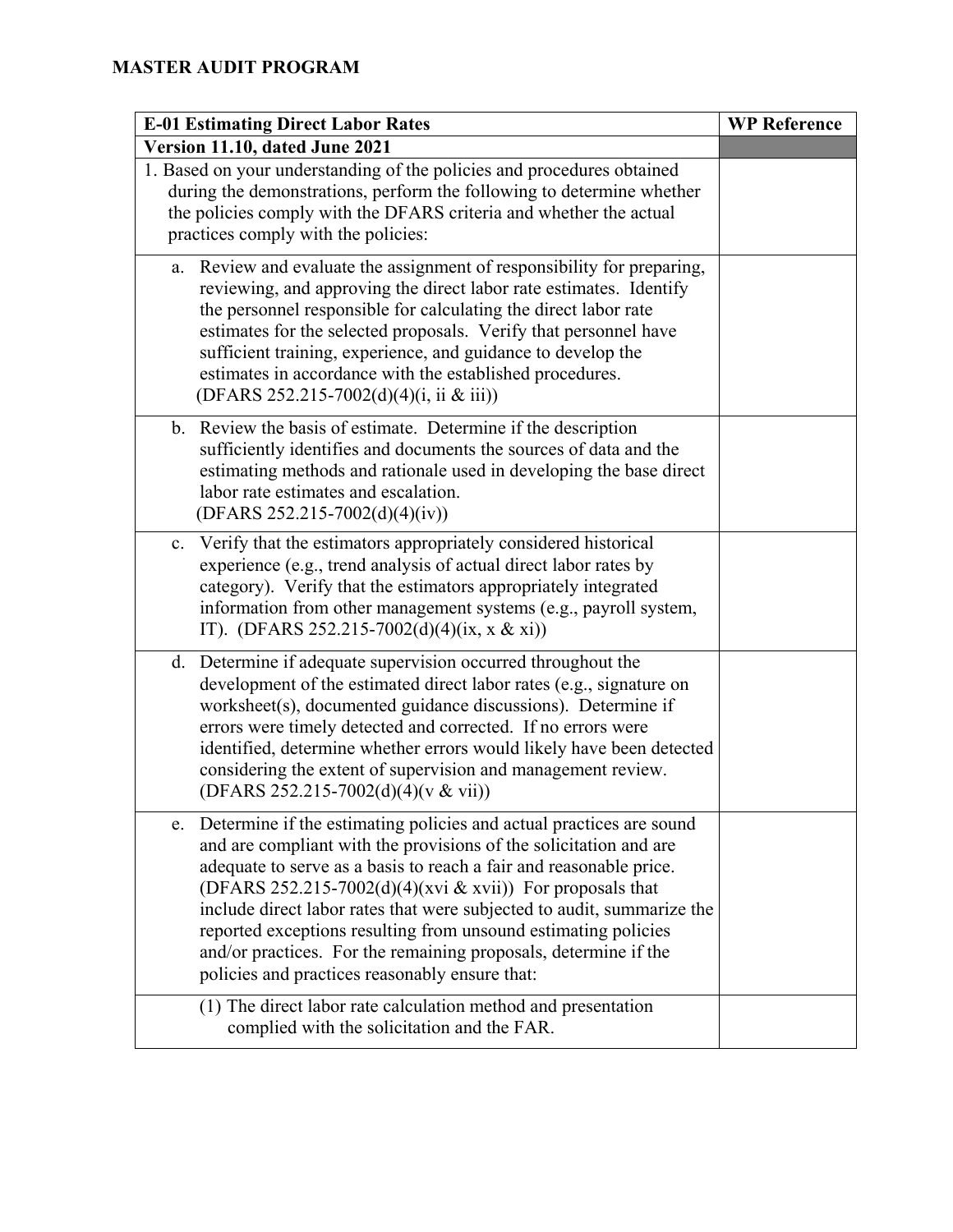**MASTER AUDIT PROGRAM**

| E-01 Estimating Direct Labor Rates | WP Reference |
|---|---|
| **Version 11.10, dated June 2021** | |
| 1. Based on your understanding of the policies and procedures obtained during the demonstrations, perform the following to determine whether the policies comply with the DFARS criteria and whether the actual practices comply with the policies: | |
| a. Review and evaluate the assignment of responsibility for preparing, reviewing, and approving the direct labor rate estimates. Identify the personnel responsible for calculating the direct labor rate estimates for the selected proposals. Verify that personnel have sufficient training, experience, and guidance to develop the estimates in accordance with the established procedures. (DFARS 252.215-7002(d)(4)(i, ii & iii)) | |
| b. Review the basis of estimate. Determine if the description sufficiently identifies and documents the sources of data and the estimating methods and rationale used in developing the base direct labor rate estimates and escalation. (DFARS 252.215-7002(d)(4)(iv)) | |
| c. Verify that the estimators appropriately considered historical experience (e.g., trend analysis of actual direct labor rates by category). Verify that the estimators appropriately integrated information from other management systems (e.g., payroll system, IT). (DFARS 252.215-7002(d)(4)(ix, x & xi)) | |
| d. Determine if adequate supervision occurred throughout the development of the estimated direct labor rates (e.g., signature on worksheet(s), documented guidance discussions). Determine if errors were timely detected and corrected. If no errors were identified, determine whether errors would likely have been detected considering the extent of supervision and management review. (DFARS 252.215-7002(d)(4)(v & vii)) | |
| e. Determine if the estimating policies and actual practices are sound and are compliant with the provisions of the solicitation and are adequate to serve as a basis to reach a fair and reasonable price. (DFARS 252.215-7002(d)(4)(xvi & xvii)) For proposals that include direct labor rates that were subjected to audit, summarize the reported exceptions resulting from unsound estimating policies and/or practices. For the remaining proposals, determine if the policies and practices reasonably ensure that: | |
| (1) The direct labor rate calculation method and presentation complied with the solicitation and the FAR. | |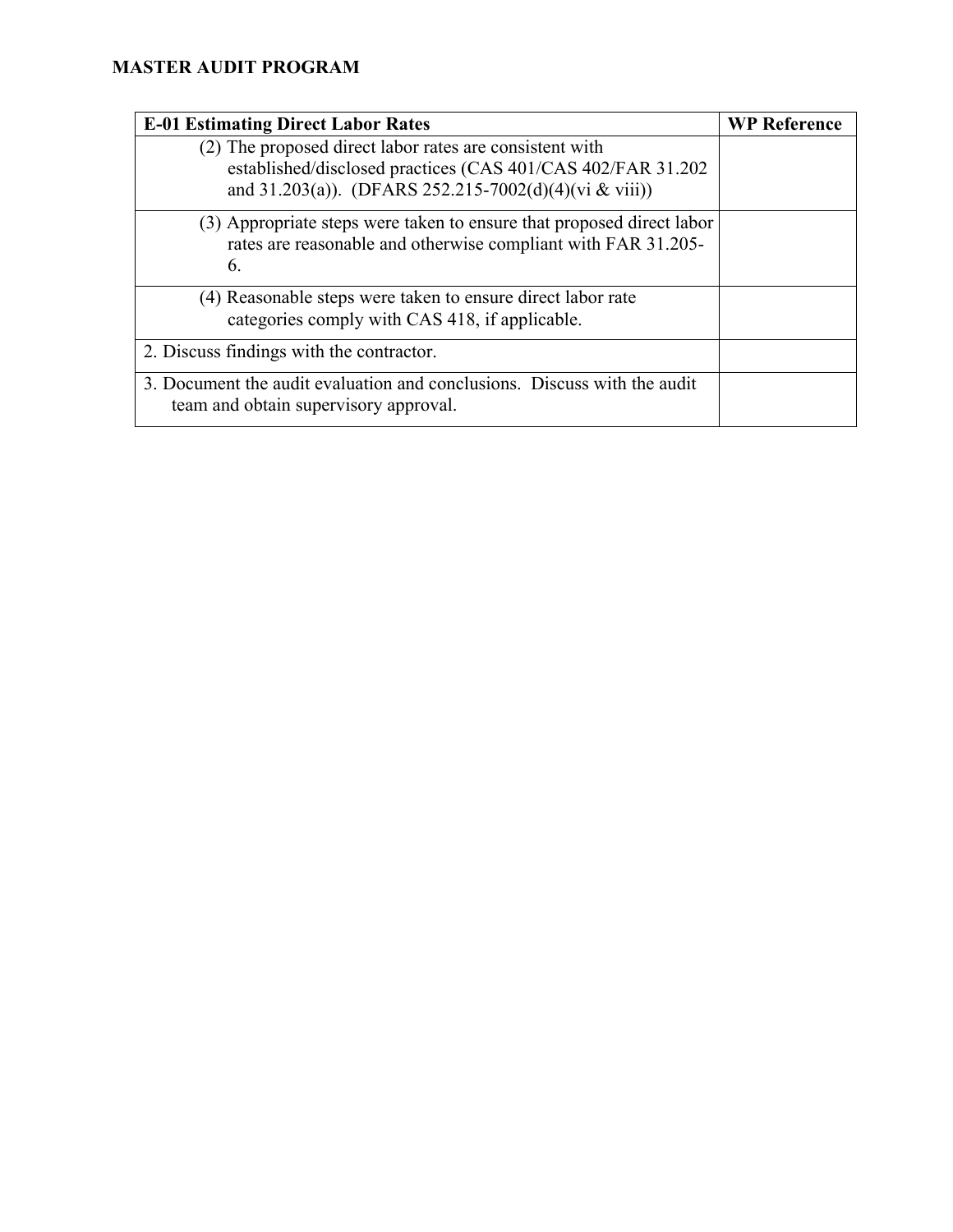**MASTER AUDIT PROGRAM**

| E-01 Estimating Direct Labor Rates | WP Reference |
|---|---|
| (2) The proposed direct labor rates are consistent with established/disclosed practices (CAS 401/CAS 402/FAR 31.202 and 31.203(a)). (DFARS 252.215-7002(d)(4)(vi & viii)) | |
| (3) Appropriate steps were taken to ensure that proposed direct labor rates are reasonable and otherwise compliant with FAR 31.205-6. | |
| (4) Reasonable steps were taken to ensure direct labor rate categories comply with CAS 418, if applicable. | |
| 2. Discuss findings with the contractor. | |
| 3. Document the audit evaluation and conclusions. Discuss with the audit team and obtain supervisory approval. | |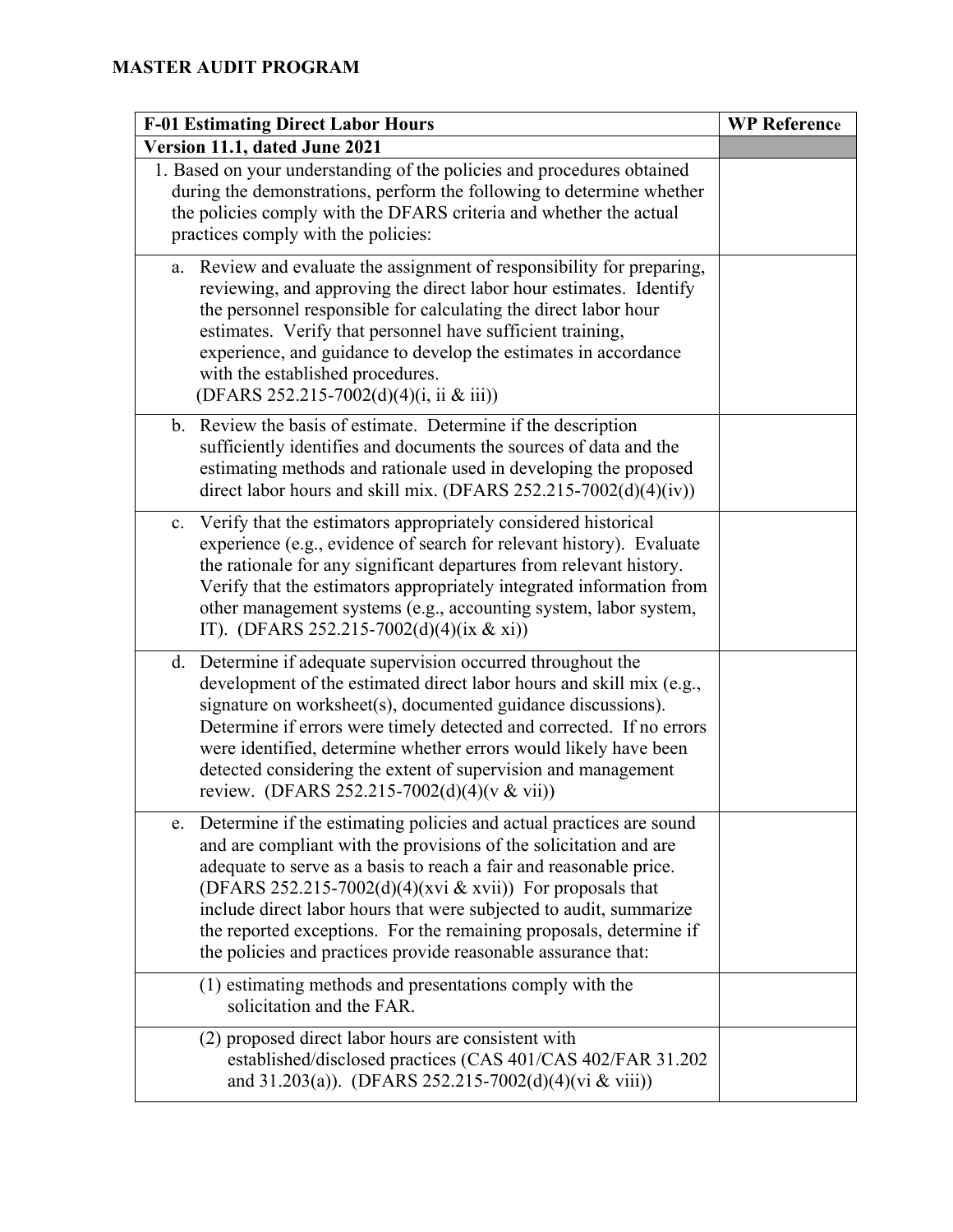**MASTER AUDIT PROGRAM**

| F-01 Estimating Direct Labor Hours | WP Reference |
|---|---|
| **Version 11.1, dated June 2021** | |
| 1. Based on your understanding of the policies and procedures obtained during the demonstrations, perform the following to determine whether the policies comply with the DFARS criteria and whether the actual practices comply with the policies: | |
| a. Review and evaluate the assignment of responsibility for preparing, reviewing, and approving the direct labor hour estimates. Identify the personnel responsible for calculating the direct labor hour estimates. Verify that personnel have sufficient training, experience, and guidance to develop the estimates in accordance with the established procedures. (DFARS 252.215-7002(d)(4)(i, ii & iii)) | |
| b. Review the basis of estimate. Determine if the description sufficiently identifies and documents the sources of data and the estimating methods and rationale used in developing the proposed direct labor hours and skill mix. (DFARS 252.215-7002(d)(4)(iv)) | |
| c. Verify that the estimators appropriately considered historical experience (e.g., evidence of search for relevant history). Evaluate the rationale for any significant departures from relevant history. Verify that the estimators appropriately integrated information from other management systems (e.g., accounting system, labor system, IT). (DFARS 252.215-7002(d)(4)(ix & xi)) | |
| d. Determine if adequate supervision occurred throughout the development of the estimated direct labor hours and skill mix (e.g., signature on worksheet(s), documented guidance discussions). Determine if errors were timely detected and corrected. If no errors were identified, determine whether errors would likely have been detected considering the extent of supervision and management review. (DFARS 252.215-7002(d)(4)(v & vii)) | |
| e. Determine if the estimating policies and actual practices are sound and are compliant with the provisions of the solicitation and are adequate to serve as a basis to reach a fair and reasonable price. (DFARS 252.215-7002(d)(4)(xvi & xvii)) For proposals that include direct labor hours that were subjected to audit, summarize the reported exceptions. For the remaining proposals, determine if the policies and practices provide reasonable assurance that: | |
| (1) estimating methods and presentations comply with the solicitation and the FAR. | |
| (2) proposed direct labor hours are consistent with established/disclosed practices (CAS 401/CAS 402/FAR 31.202 and 31.203(a)). (DFARS 252.215-7002(d)(4)(vi & viii)) | |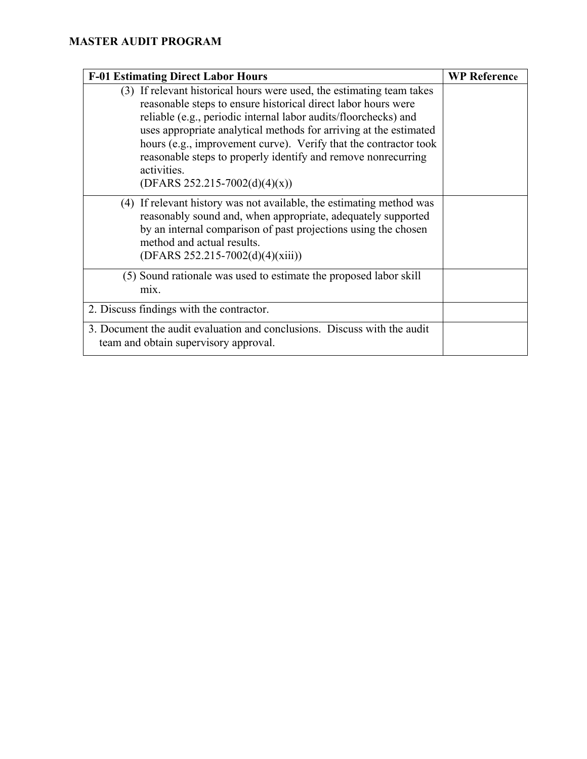**MASTER AUDIT PROGRAM**

| F-01 Estimating Direct Labor Hours | WP Reference |
| --- | --- |
| (3) If relevant historical hours were used, the estimating team takes reasonable steps to ensure historical direct labor hours were reliable (e.g., periodic internal labor audits/floorchecks) and uses appropriate analytical methods for arriving at the estimated hours (e.g., improvement curve). Verify that the contractor took reasonable steps to properly identify and remove nonrecurring activities. (DFARS 252.215-7002(d)(4)(x)) | |
| (4) If relevant history was not available, the estimating method was reasonably sound and, when appropriate, adequately supported by an internal comparison of past projections using the chosen method and actual results. (DFARS 252.215-7002(d)(4)(xiii)) | |
| (5) Sound rationale was used to estimate the proposed labor skill mix. | |
| 2. Discuss findings with the contractor. | |
| 3. Document the audit evaluation and conclusions. Discuss with the audit team and obtain supervisory approval. | |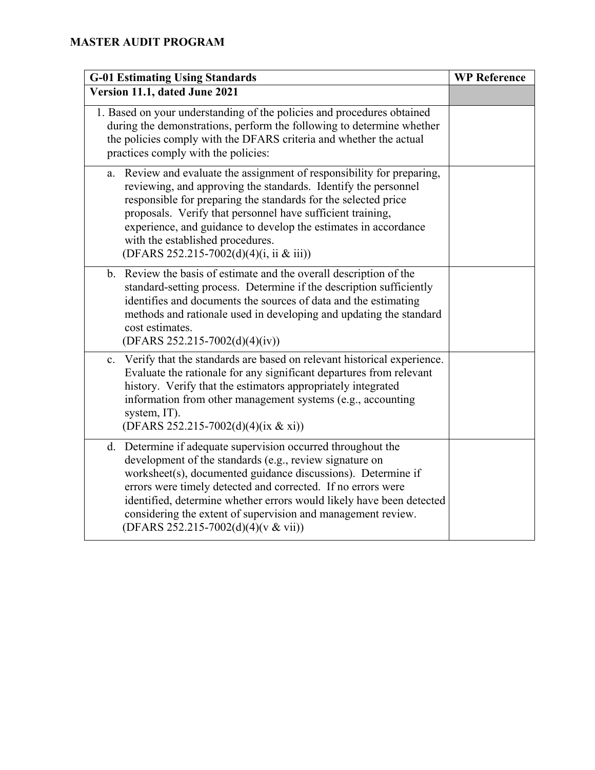**MASTER AUDIT PROGRAM**

| G-01 Estimating Using Standards | WP Reference |
|---|---|
| **Version 11.1, dated June 2021** | |
| 1. Based on your understanding of the policies and procedures obtained during the demonstrations, perform the following to determine whether the policies comply with the DFARS criteria and whether the actual practices comply with the policies: | |
| a. Review and evaluate the assignment of responsibility for preparing, reviewing, and approving the standards. Identify the personnel responsible for preparing the standards for the selected price proposals. Verify that personnel have sufficient training, experience, and guidance to develop the estimates in accordance with the established procedures. (DFARS 252.215-7002(d)(4)(i, ii & iii)) | |
| b. Review the basis of estimate and the overall description of the standard-setting process. Determine if the description sufficiently identifies and documents the sources of data and the estimating methods and rationale used in developing and updating the standard cost estimates. (DFARS 252.215-7002(d)(4)(iv)) | |
| c. Verify that the standards are based on relevant historical experience. Evaluate the rationale for any significant departures from relevant history. Verify that the estimators appropriately integrated information from other management systems (e.g., accounting system, IT). (DFARS 252.215-7002(d)(4)(ix & xi)) | |
| d. Determine if adequate supervision occurred throughout the development of the standards (e.g., review signature on worksheet(s), documented guidance discussions). Determine if errors were timely detected and corrected. If no errors were identified, determine whether errors would likely have been detected considering the extent of supervision and management review. (DFARS 252.215-7002(d)(4)(v & vii)) | |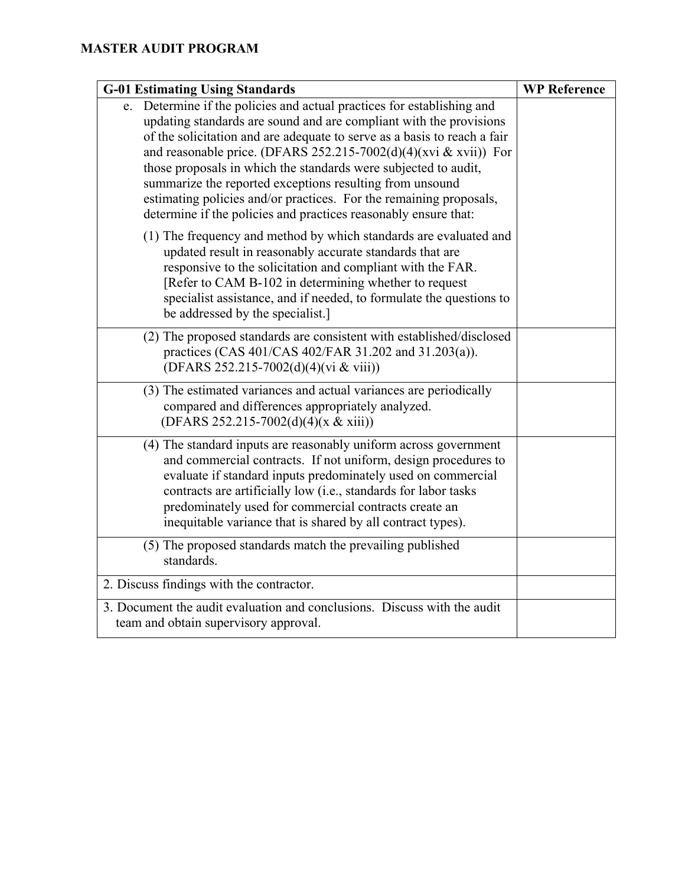**MASTER AUDIT PROGRAM**

| G-01 Estimating Using Standards | WP Reference |
|---|---|
| e. Determine if the policies and actual practices for establishing and updating standards are sound and are compliant with the provisions of the solicitation and are adequate to serve as a basis to reach a fair and reasonable price. (DFARS 252.215-7002(d)(4)(xvi & xvii)) For those proposals in which the standards were subjected to audit, summarize the reported exceptions resulting from unsound estimating policies and/or practices. For the remaining proposals, determine if the policies and practices reasonably ensure that:<br><br>(1) The frequency and method by which standards are evaluated and updated result in reasonably accurate standards that are responsive to the solicitation and compliant with the FAR. [Refer to CAM B-102 in determining whether to request specialist assistance, and if needed, to formulate the questions to be addressed by the specialist.] | |
| (2) The proposed standards are consistent with established/disclosed practices (CAS 401/CAS 402/FAR 31.202 and 31.203(a)). (DFARS 252.215-7002(d)(4)(vi & viii)) | |
| (3) The estimated variances and actual variances are periodically compared and differences appropriately analyzed. (DFARS 252.215-7002(d)(4)(x & xiii)) | |
| (4) The standard inputs are reasonably uniform across government and commercial contracts. If not uniform, design procedures to evaluate if standard inputs predominately used on commercial contracts are artificially low (i.e., standards for labor tasks predominately used for commercial contracts create an inequitable variance that is shared by all contract types). | |
| (5) The proposed standards match the prevailing published standards. | |
| 2. Discuss findings with the contractor. | |
| 3. Document the audit evaluation and conclusions. Discuss with the audit team and obtain supervisory approval. | |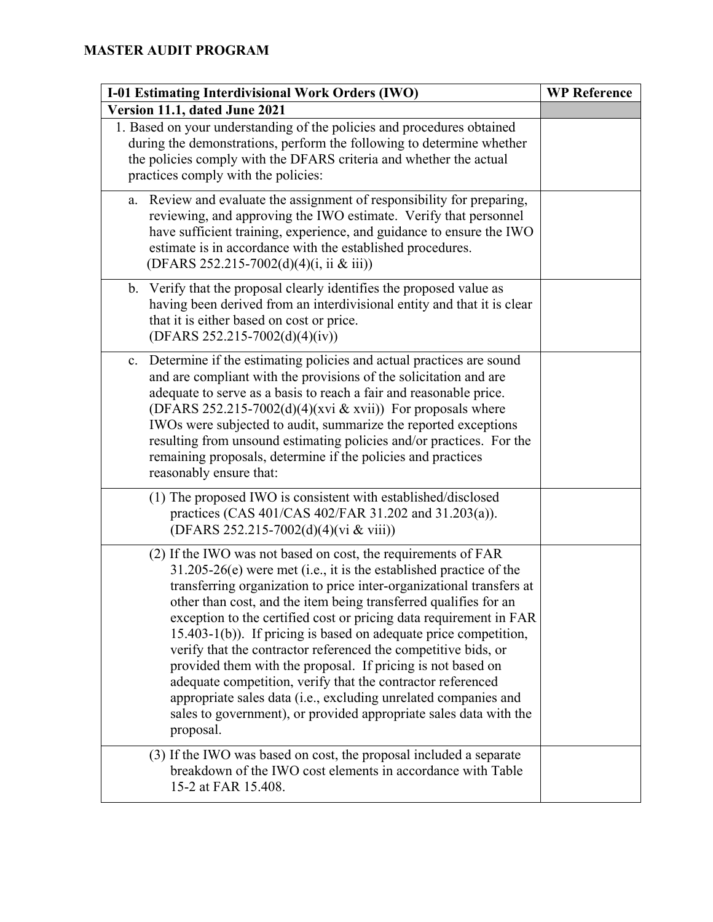**MASTER AUDIT PROGRAM**

| I-01 Estimating Interdivisional Work Orders (IWO) | WP Reference |
| --- | --- |
| **Version 11.1, dated June 2021** | |
| 1. Based on your understanding of the policies and procedures obtained during the demonstrations, perform the following to determine whether the policies comply with the DFARS criteria and whether the actual practices comply with the policies: | |
| a. Review and evaluate the assignment of responsibility for preparing, reviewing, and approving the IWO estimate. Verify that personnel have sufficient training, experience, and guidance to ensure the IWO estimate is in accordance with the established procedures. (DFARS 252.215-7002(d)(4)(i, ii & iii)) | |
| b. Verify that the proposal clearly identifies the proposed value as having been derived from an interdivisional entity and that it is clear that it is either based on cost or price. (DFARS 252.215-7002(d)(4)(iv)) | |
| c. Determine if the estimating policies and actual practices are sound and are compliant with the provisions of the solicitation and are adequate to serve as a basis to reach a fair and reasonable price. (DFARS 252.215-7002(d)(4)(xvi & xvii)) For proposals where IWOs were subjected to audit, summarize the reported exceptions resulting from unsound estimating policies and/or practices. For the remaining proposals, determine if the policies and practices reasonably ensure that: | |
| (1) The proposed IWO is consistent with established/disclosed practices (CAS 401/CAS 402/FAR 31.202 and 31.203(a)). (DFARS 252.215-7002(d)(4)(vi & viii)) | |
| (2) If the IWO was not based on cost, the requirements of FAR 31.205-26(e) were met (i.e., it is the established practice of the transferring organization to price inter-organizational transfers at other than cost, and the item being transferred qualifies for an exception to the certified cost or pricing data requirement in FAR 15.403-1(b)). If pricing is based on adequate price competition, verify that the contractor referenced the competitive bids, or provided them with the proposal. If pricing is not based on adequate competition, verify that the contractor referenced appropriate sales data (i.e., excluding unrelated companies and sales to government), or provided appropriate sales data with the proposal. | |
| (3) If the IWO was based on cost, the proposal included a separate breakdown of the IWO cost elements in accordance with Table 15-2 at FAR 15.408. | |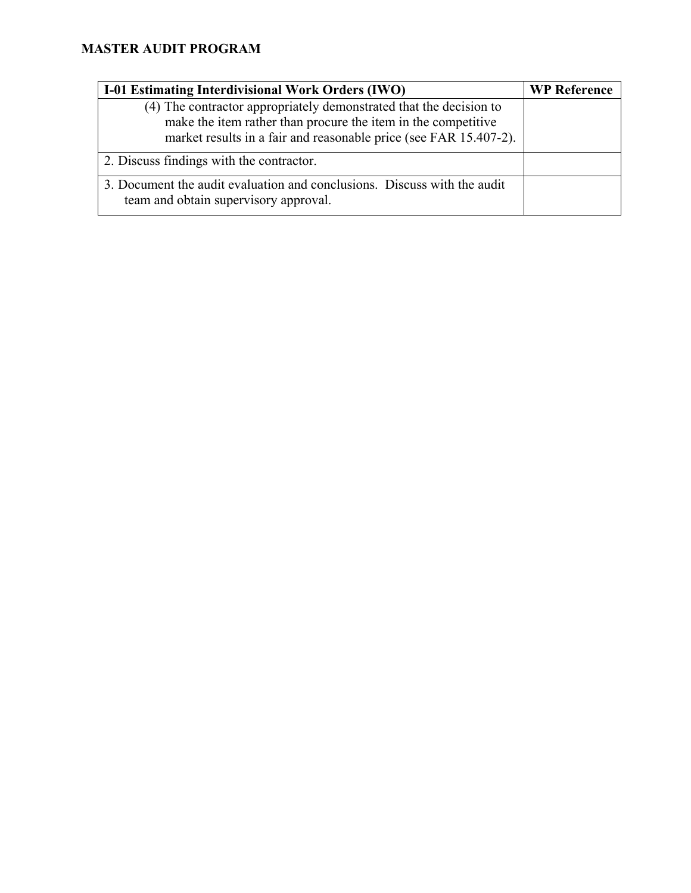**MASTER AUDIT PROGRAM**

| I-01 Estimating Interdivisional Work Orders (IWO) | WP Reference |
|---|---|
| (4) The contractor appropriately demonstrated that the decision to make the item rather than procure the item in the competitive market results in a fair and reasonable price (see FAR 15.407-2). | |
| 2. Discuss findings with the contractor. | |
| 3. Document the audit evaluation and conclusions. Discuss with the audit team and obtain supervisory approval. | |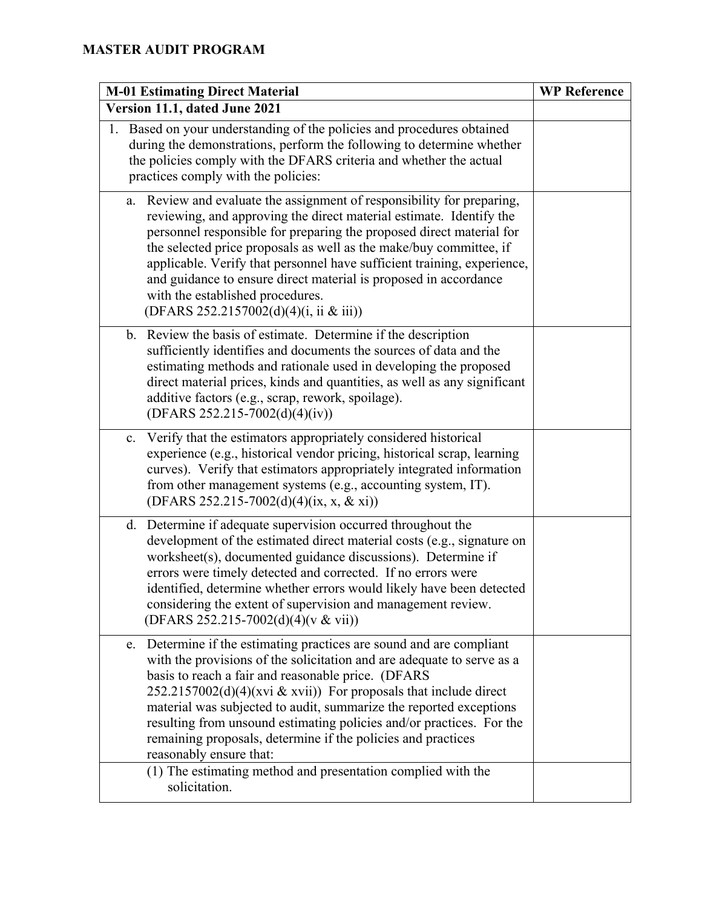**MASTER AUDIT PROGRAM**

| M-01 Estimating Direct Material | WP Reference |
|---|---|
| **Version 11.1, dated June 2021** | |
| 1. Based on your understanding of the policies and procedures obtained during the demonstrations, perform the following to determine whether the policies comply with the DFARS criteria and whether the actual practices comply with the policies: | |
| a. Review and evaluate the assignment of responsibility for preparing, reviewing, and approving the direct material estimate. Identify the personnel responsible for preparing the proposed direct material for the selected price proposals as well as the make/buy committee, if applicable. Verify that personnel have sufficient training, experience, and guidance to ensure direct material is proposed in accordance with the established procedures. (DFARS 252.2157002(d)(4)(i, ii & iii)) | |
| b. Review the basis of estimate. Determine if the description sufficiently identifies and documents the sources of data and the estimating methods and rationale used in developing the proposed direct material prices, kinds and quantities, as well as any significant additive factors (e.g., scrap, rework, spoilage). (DFARS 252.215-7002(d)(4)(iv)) | |
| c. Verify that the estimators appropriately considered historical experience (e.g., historical vendor pricing, historical scrap, learning curves). Verify that estimators appropriately integrated information from other management systems (e.g., accounting system, IT). (DFARS 252.215-7002(d)(4)(ix, x, & xi)) | |
| d. Determine if adequate supervision occurred throughout the development of the estimated direct material costs (e.g., signature on worksheet(s), documented guidance discussions). Determine if errors were timely detected and corrected. If no errors were identified, determine whether errors would likely have been detected considering the extent of supervision and management review. (DFARS 252.215-7002(d)(4)(v & vii)) | |
| e. Determine if the estimating practices are sound and are compliant with the provisions of the solicitation and are adequate to serve as a basis to reach a fair and reasonable price. (DFARS 252.2157002(d)(4)(xvi & xvii)) For proposals that include direct material was subjected to audit, summarize the reported exceptions resulting from unsound estimating policies and/or practices. For the remaining proposals, determine if the policies and practices reasonably ensure that: | |
| (1) The estimating method and presentation complied with the solicitation. | |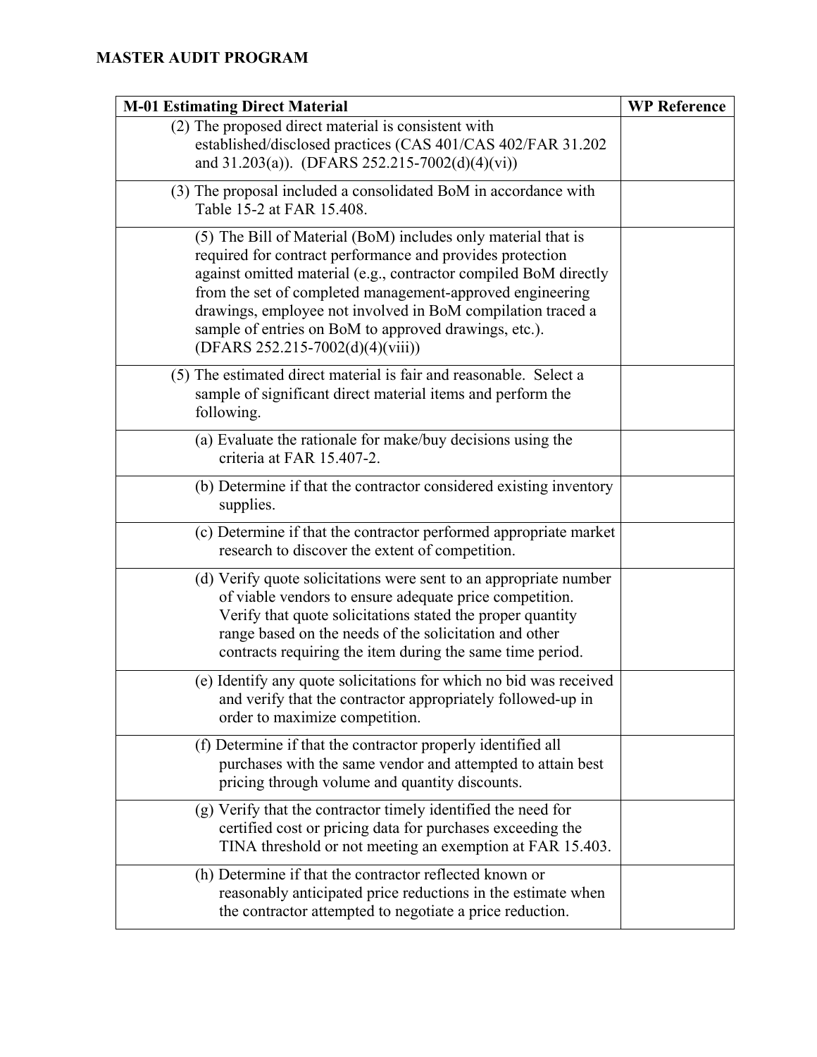**MASTER AUDIT PROGRAM**

| M-01 Estimating Direct Material | WP Reference |
|---|---|
| (2) The proposed direct material is consistent with established/disclosed practices (CAS 401/CAS 402/FAR 31.202 and 31.203(a)). (DFARS 252.215-7002(d)(4)(vi)) | |
| (3) The proposal included a consolidated BoM in accordance with Table 15-2 at FAR 15.408. | |
| (5) The Bill of Material (BoM) includes only material that is required for contract performance and provides protection against omitted material (e.g., contractor compiled BoM directly from the set of completed management-approved engineering drawings, employee not involved in BoM compilation traced a sample of entries on BoM to approved drawings, etc.). (DFARS 252.215-7002(d)(4)(viii)) | |
| (5) The estimated direct material is fair and reasonable. Select a sample of significant direct material items and perform the following. | |
| (a) Evaluate the rationale for make/buy decisions using the criteria at FAR 15.407-2. | |
| (b) Determine if that the contractor considered existing inventory supplies. | |
| (c) Determine if that the contractor performed appropriate market research to discover the extent of competition. | |
| (d) Verify quote solicitations were sent to an appropriate number of viable vendors to ensure adequate price competition. Verify that quote solicitations stated the proper quantity range based on the needs of the solicitation and other contracts requiring the item during the same time period. | |
| (e) Identify any quote solicitations for which no bid was received and verify that the contractor appropriately followed-up in order to maximize competition. | |
| (f) Determine if that the contractor properly identified all purchases with the same vendor and attempted to attain best pricing through volume and quantity discounts. | |
| (g) Verify that the contractor timely identified the need for certified cost or pricing data for purchases exceeding the TINA threshold or not meeting an exemption at FAR 15.403. | |
| (h) Determine if that the contractor reflected known or reasonably anticipated price reductions in the estimate when the contractor attempted to negotiate a price reduction. | |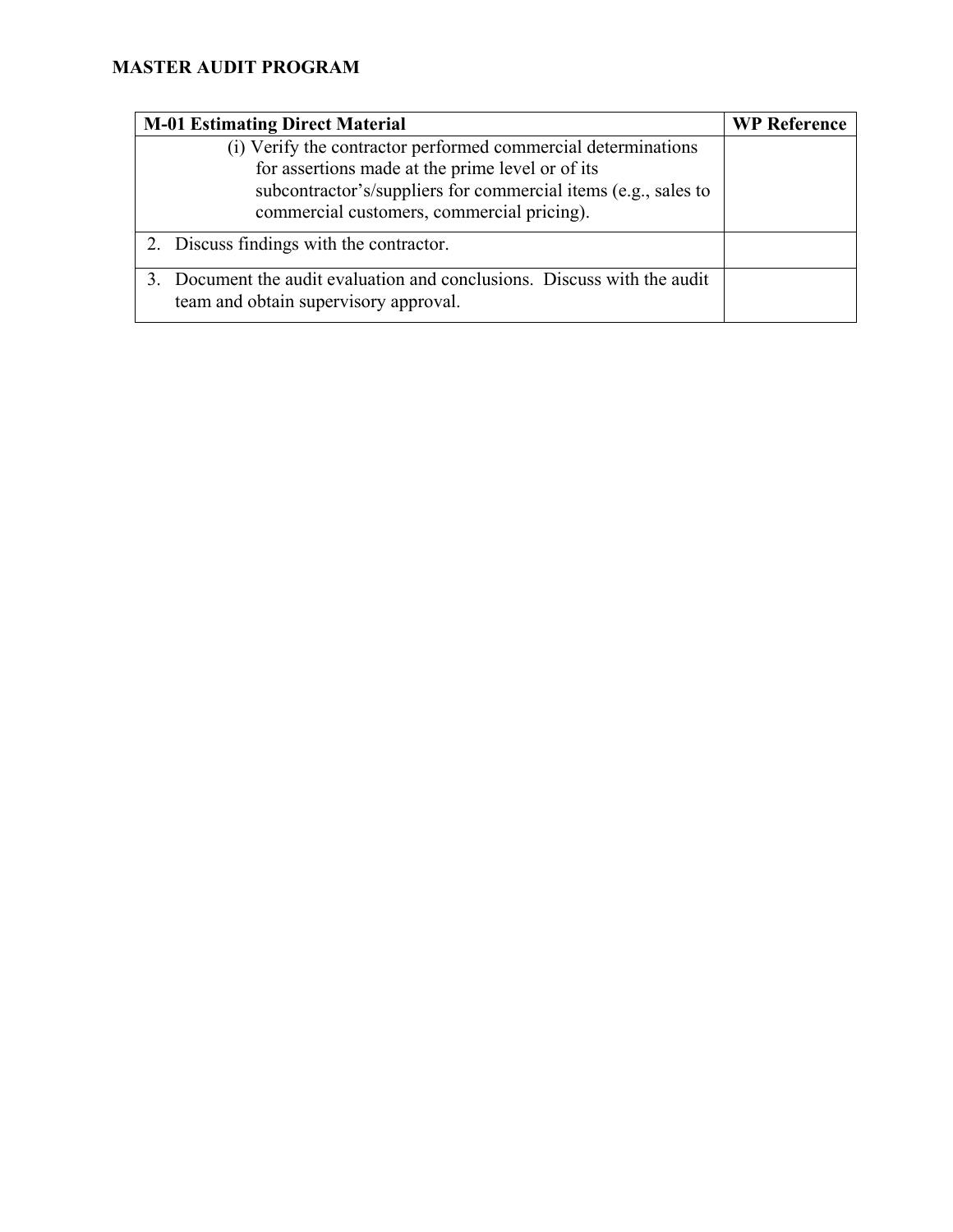**MASTER AUDIT PROGRAM**

| M-01 Estimating Direct Material | WP Reference |
|---|---|
| (i) Verify the contractor performed commercial determinations for assertions made at the prime level or of its subcontractor's/suppliers for commercial items (e.g., sales to commercial customers, commercial pricing). | |
| 2. Discuss findings with the contractor. | |
| 3. Document the audit evaluation and conclusions. Discuss with the audit team and obtain supervisory approval. | |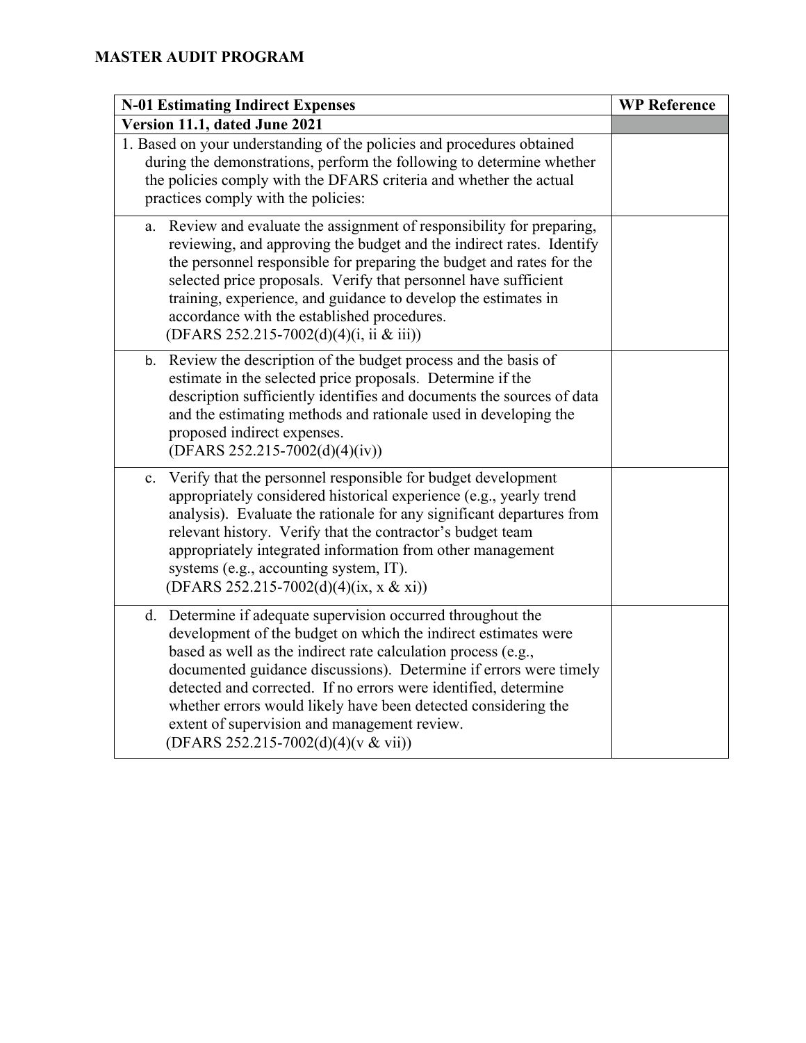## MASTER AUDIT PROGRAM

| N-01 Estimating Indirect Expenses | WP Reference |
| --- | --- |
| **Version 11.1, dated June 2021** | |
| 1. Based on your understanding of the policies and procedures obtained during the demonstrations, perform the following to determine whether the policies comply with the DFARS criteria and whether the actual practices comply with the policies: | |
| a. Review and evaluate the assignment of responsibility for preparing, reviewing, and approving the budget and the indirect rates. Identify the personnel responsible for preparing the budget and rates for the selected price proposals. Verify that personnel have sufficient training, experience, and guidance to develop the estimates in accordance with the established procedures. (DFARS 252.215-7002(d)(4)(i, ii & iii)) | |
| b. Review the description of the budget process and the basis of estimate in the selected price proposals. Determine if the description sufficiently identifies and documents the sources of data and the estimating methods and rationale used in developing the proposed indirect expenses. (DFARS 252.215-7002(d)(4)(iv)) | |
| c. Verify that the personnel responsible for budget development appropriately considered historical experience (e.g., yearly trend analysis). Evaluate the rationale for any significant departures from relevant history. Verify that the contractor's budget team appropriately integrated information from other management systems (e.g., accounting system, IT). (DFARS 252.215-7002(d)(4)(ix, x & xi)) | |
| d. Determine if adequate supervision occurred throughout the development of the budget on which the indirect estimates were based as well as the indirect rate calculation process (e.g., documented guidance discussions). Determine if errors were timely detected and corrected. If no errors were identified, determine whether errors would likely have been detected considering the extent of supervision and management review. (DFARS 252.215-7002(d)(4)(v & vii)) | |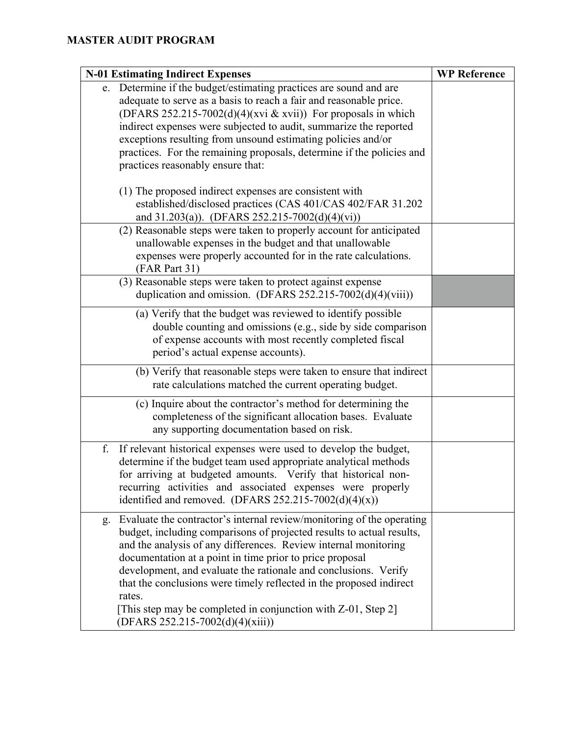**MASTER AUDIT PROGRAM**

| N-01 Estimating Indirect Expenses | WP Reference |
|---|---|
| e. Determine if the budget/estimating practices are sound and are adequate to serve as a basis to reach a fair and reasonable price. (DFARS 252.215-7002(d)(4)(xvi & xvii)) For proposals in which indirect expenses were subjected to audit, summarize the reported exceptions resulting from unsound estimating policies and/or practices. For the remaining proposals, determine if the policies and practices reasonably ensure that:<br><br>(1) The proposed indirect expenses are consistent with established/disclosed practices (CAS 401/CAS 402/FAR 31.202 and 31.203(a)). (DFARS 252.215-7002(d)(4)(vi)) | |
| (2) Reasonable steps were taken to properly account for anticipated unallowable expenses in the budget and that unallowable expenses were properly accounted for in the rate calculations. (FAR Part 31) | |
| (3) Reasonable steps were taken to protect against expense duplication and omission. (DFARS 252.215-7002(d)(4)(viii)) | |
| (a) Verify that the budget was reviewed to identify possible double counting and omissions (e.g., side by side comparison of expense accounts with most recently completed fiscal period's actual expense accounts). | |
| (b) Verify that reasonable steps were taken to ensure that indirect rate calculations matched the current operating budget. | |
| (c) Inquire about the contractor's method for determining the completeness of the significant allocation bases. Evaluate any supporting documentation based on risk. | |
| f. If relevant historical expenses were used to develop the budget, determine if the budget team used appropriate analytical methods for arriving at budgeted amounts. Verify that historical non-recurring activities and associated expenses were properly identified and removed. (DFARS 252.215-7002(d)(4)(x)) | |
| g. Evaluate the contractor's internal review/monitoring of the operating budget, including comparisons of projected results to actual results, and the analysis of any differences. Review internal monitoring documentation at a point in time prior to price proposal development, and evaluate the rationale and conclusions. Verify that the conclusions were timely reflected in the proposed indirect rates.<br>[This step may be completed in conjunction with Z-01, Step 2] (DFARS 252.215-7002(d)(4)(xiii)) | |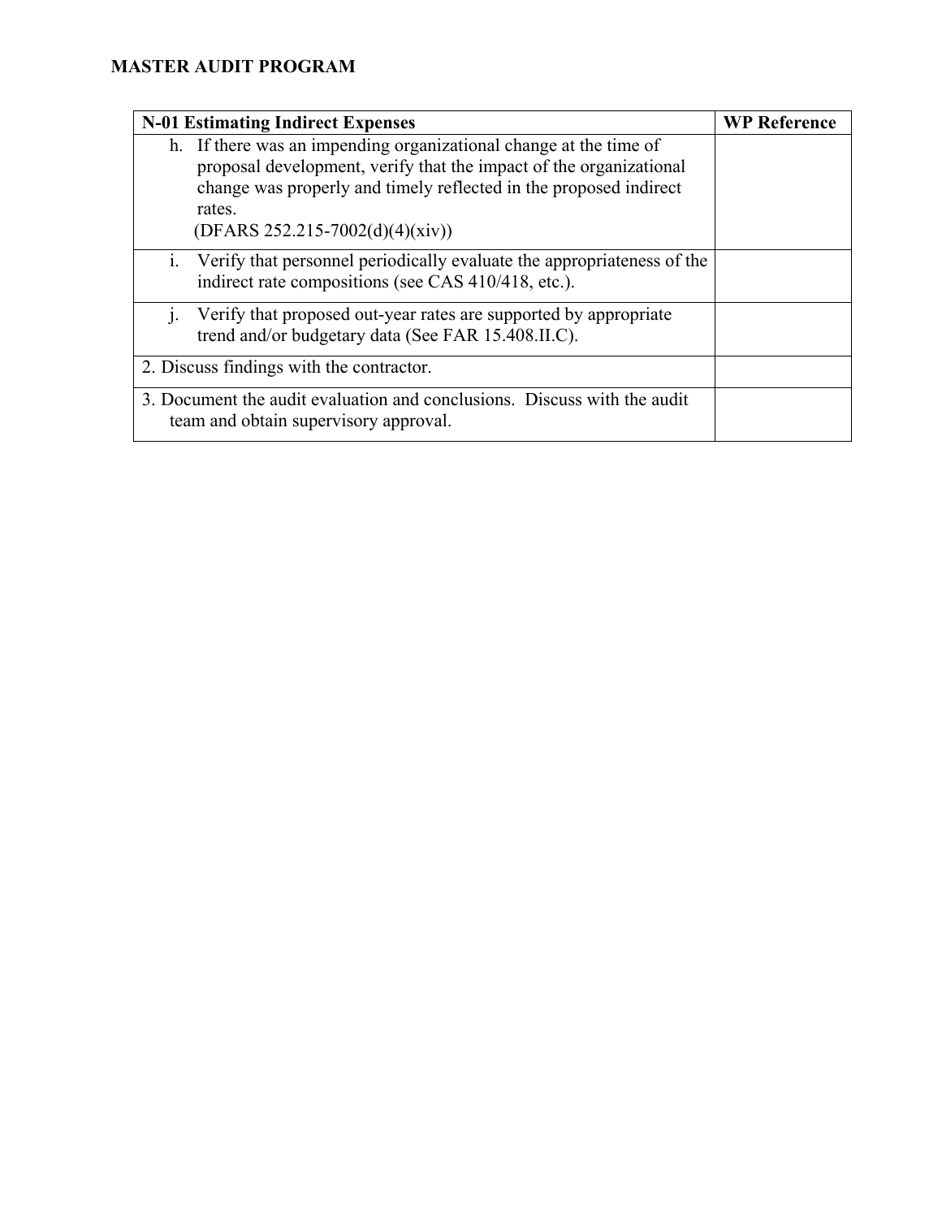## MASTER AUDIT PROGRAM

| N-01 Estimating Indirect Expenses | WP Reference |
| --- | --- |
| h. If there was an impending organizational change at the time of proposal development, verify that the impact of the organizational change was properly and timely reflected in the proposed indirect rates. (DFARS 252.215-7002(d)(4)(xiv)) | |
| i. Verify that personnel periodically evaluate the appropriateness of the indirect rate compositions (see CAS 410/418, etc.). | |
| j. Verify that proposed out-year rates are supported by appropriate trend and/or budgetary data (See FAR 15.408.II.C). | |
| 2. Discuss findings with the contractor. | |
| 3. Document the audit evaluation and conclusions. Discuss with the audit team and obtain supervisory approval. | |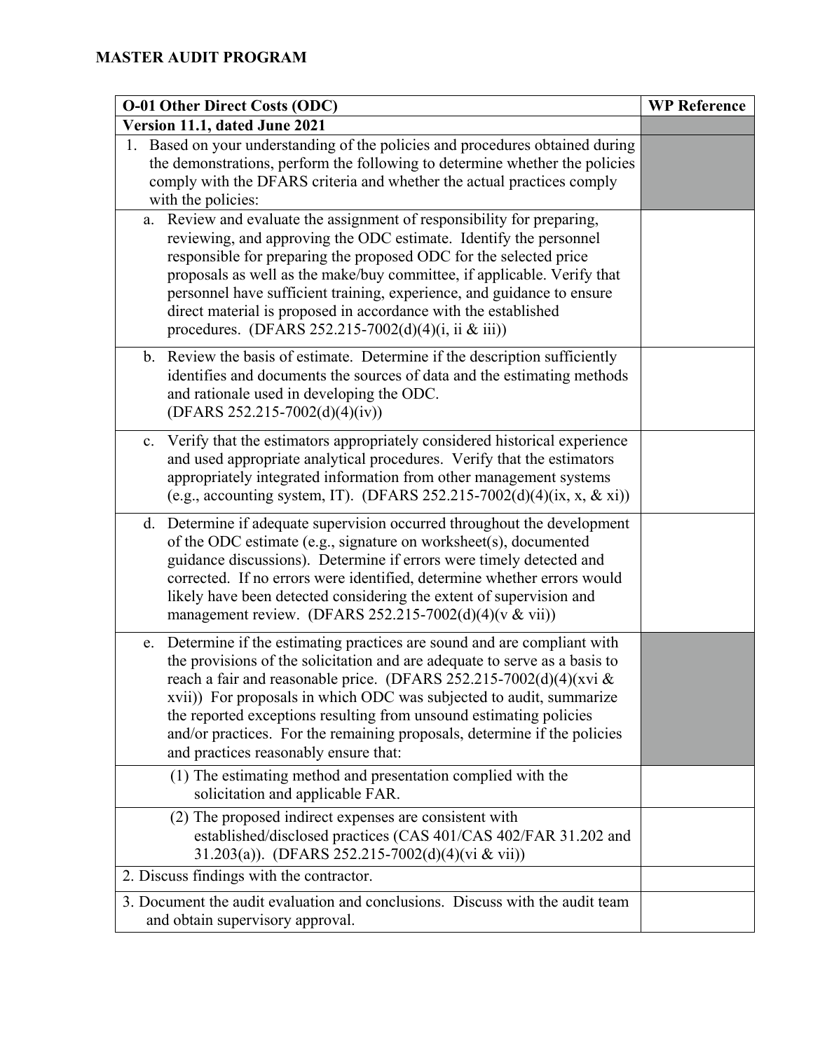## MASTER AUDIT PROGRAM

| O-01 Other Direct Costs (ODC) | WP Reference |
|---|---|
| **Version 11.1, dated June 2021** | |
| 1. Based on your understanding of the policies and procedures obtained during the demonstrations, perform the following to determine whether the policies comply with the DFARS criteria and whether the actual practices comply with the policies: | |
| a. Review and evaluate the assignment of responsibility for preparing, reviewing, and approving the ODC estimate. Identify the personnel responsible for preparing the proposed ODC for the selected price proposals as well as the make/buy committee, if applicable. Verify that personnel have sufficient training, experience, and guidance to ensure direct material is proposed in accordance with the established procedures. (DFARS 252.215-7002(d)(4)(i, ii & iii)) | |
| b. Review the basis of estimate. Determine if the description sufficiently identifies and documents the sources of data and the estimating methods and rationale used in developing the ODC. (DFARS 252.215-7002(d)(4)(iv)) | |
| c. Verify that the estimators appropriately considered historical experience and used appropriate analytical procedures. Verify that the estimators appropriately integrated information from other management systems (e.g., accounting system, IT). (DFARS 252.215-7002(d)(4)(ix, x, & xi)) | |
| d. Determine if adequate supervision occurred throughout the development of the ODC estimate (e.g., signature on worksheet(s), documented guidance discussions). Determine if errors were timely detected and corrected. If no errors were identified, determine whether errors would likely have been detected considering the extent of supervision and management review. (DFARS 252.215-7002(d)(4)(v & vii)) | |
| e. Determine if the estimating practices are sound and are compliant with the provisions of the solicitation and are adequate to serve as a basis to reach a fair and reasonable price. (DFARS 252.215-7002(d)(4)(xvi & xvii)) For proposals in which ODC was subjected to audit, summarize the reported exceptions resulting from unsound estimating policies and/or practices. For the remaining proposals, determine if the policies and practices reasonably ensure that: | |
| (1) The estimating method and presentation complied with the solicitation and applicable FAR. | |
| (2) The proposed indirect expenses are consistent with established/disclosed practices (CAS 401/CAS 402/FAR 31.202 and 31.203(a)). (DFARS 252.215-7002(d)(4)(vi & vii)) | |
| 2. Discuss findings with the contractor. | |
| 3. Document the audit evaluation and conclusions. Discuss with the audit team and obtain supervisory approval. | |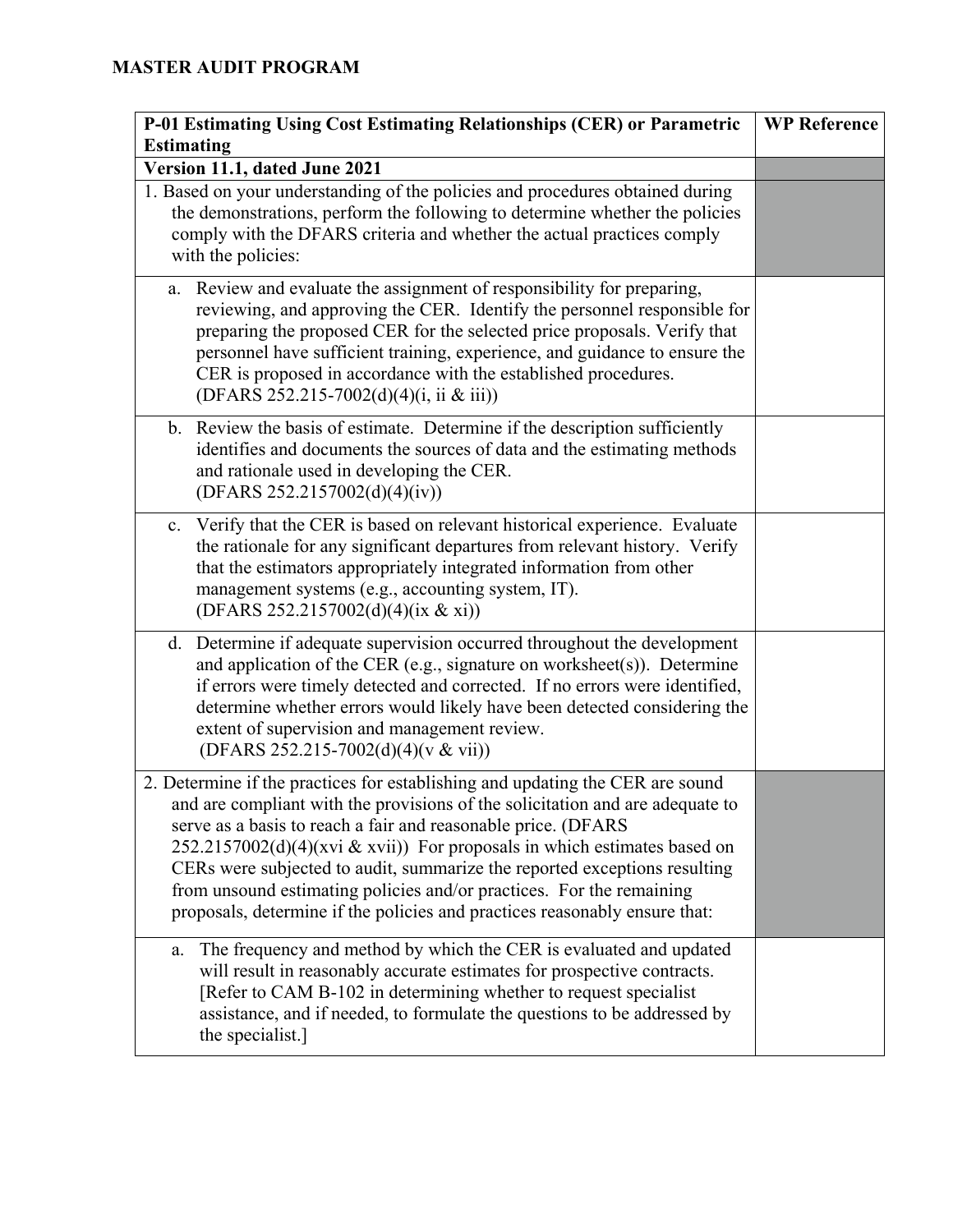# MASTER AUDIT PROGRAM

| P-01 Estimating Using Cost Estimating Relationships (CER) or Parametric Estimating | WP Reference |
|---|---|
| **Version 11.1, dated June 2021** | |
| 1. Based on your understanding of the policies and procedures obtained during the demonstrations, perform the following to determine whether the policies comply with the DFARS criteria and whether the actual practices comply with the policies: | |
| a. Review and evaluate the assignment of responsibility for preparing, reviewing, and approving the CER. Identify the personnel responsible for preparing the proposed CER for the selected price proposals. Verify that personnel have sufficient training, experience, and guidance to ensure the CER is proposed in accordance with the established procedures. (DFARS 252.215-7002(d)(4)(i, ii & iii)) | |
| b. Review the basis of estimate. Determine if the description sufficiently identifies and documents the sources of data and the estimating methods and rationale used in developing the CER. (DFARS 252.2157002(d)(4)(iv)) | |
| c. Verify that the CER is based on relevant historical experience. Evaluate the rationale for any significant departures from relevant history. Verify that the estimators appropriately integrated information from other management systems (e.g., accounting system, IT). (DFARS 252.2157002(d)(4)(ix & xi)) | |
| d. Determine if adequate supervision occurred throughout the development and application of the CER (e.g., signature on worksheet(s)). Determine if errors were timely detected and corrected. If no errors were identified, determine whether errors would likely have been detected considering the extent of supervision and management review. (DFARS 252.215-7002(d)(4)(v & vii)) | |
| 2. Determine if the practices for establishing and updating the CER are sound and are compliant with the provisions of the solicitation and are adequate to serve as a basis to reach a fair and reasonable price. (DFARS 252.2157002(d)(4)(xvi & xvii)) For proposals in which estimates based on CERs were subjected to audit, summarize the reported exceptions resulting from unsound estimating policies and/or practices. For the remaining proposals, determine if the policies and practices reasonably ensure that: | |
| a. The frequency and method by which the CER is evaluated and updated will result in reasonably accurate estimates for prospective contracts. [Refer to CAM B-102 in determining whether to request specialist assistance, and if needed, to formulate the questions to be addressed by the specialist.] | |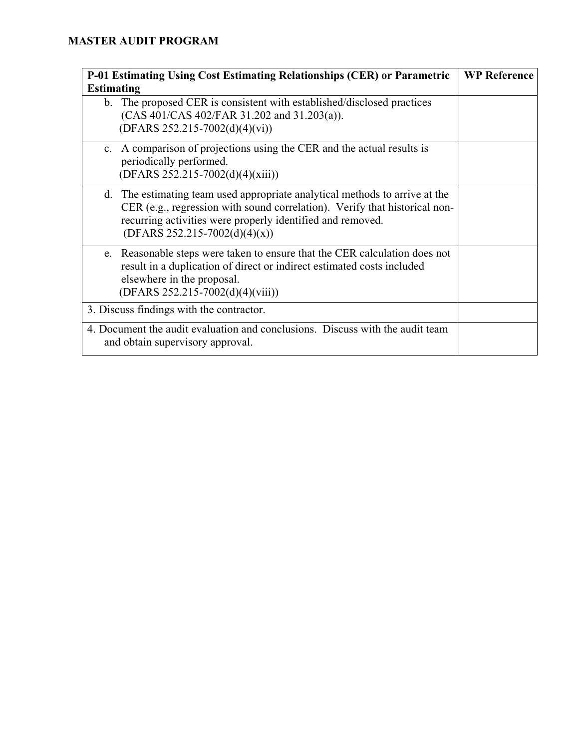**MASTER AUDIT PROGRAM**

| P-01 Estimating Using Cost Estimating Relationships (CER) or Parametric Estimating | WP Reference |
|---|---|
| b. The proposed CER is consistent with established/disclosed practices (CAS 401/CAS 402/FAR 31.202 and 31.203(a)). (DFARS 252.215-7002(d)(4)(vi)) | |
| c. A comparison of projections using the CER and the actual results is periodically performed. (DFARS 252.215-7002(d)(4)(xiii)) | |
| d. The estimating team used appropriate analytical methods to arrive at the CER (e.g., regression with sound correlation). Verify that historical non-recurring activities were properly identified and removed. (DFARS 252.215-7002(d)(4)(x)) | |
| e. Reasonable steps were taken to ensure that the CER calculation does not result in a duplication of direct or indirect estimated costs included elsewhere in the proposal. (DFARS 252.215-7002(d)(4)(viii)) | |
| 3. Discuss findings with the contractor. | |
| 4. Document the audit evaluation and conclusions. Discuss with the audit team and obtain supervisory approval. | |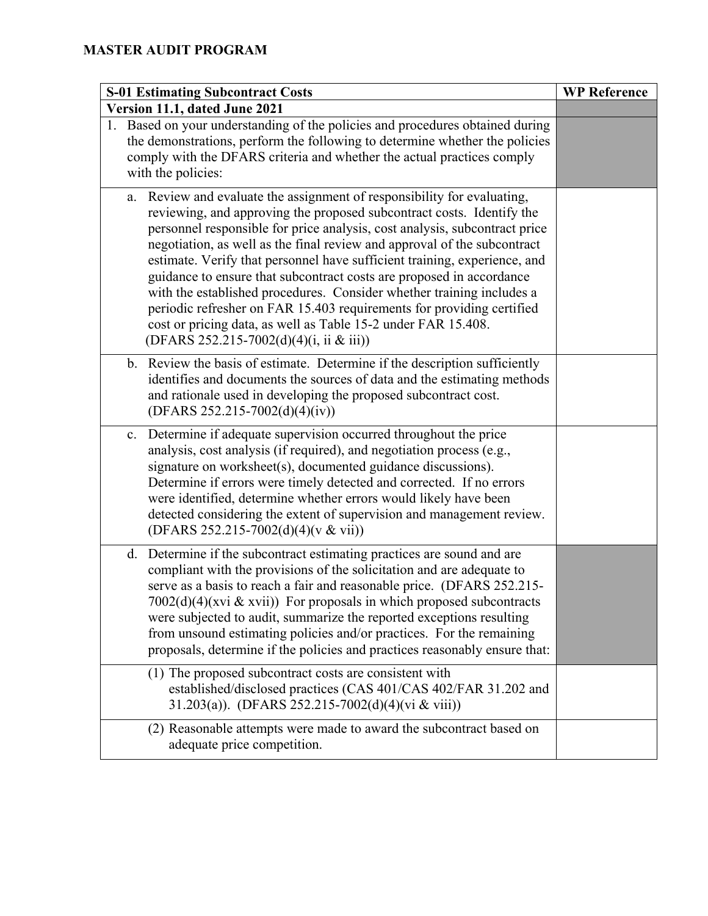**MASTER AUDIT PROGRAM**

| S-01 Estimating Subcontract Costs | WP Reference |
|---|---|
| **Version 11.1, dated June 2021** | |
| 1. Based on your understanding of the policies and procedures obtained during the demonstrations, perform the following to determine whether the policies comply with the DFARS criteria and whether the actual practices comply with the policies: | |
| a. Review and evaluate the assignment of responsibility for evaluating, reviewing, and approving the proposed subcontract costs. Identify the personnel responsible for price analysis, cost analysis, subcontract price negotiation, as well as the final review and approval of the subcontract estimate. Verify that personnel have sufficient training, experience, and guidance to ensure that subcontract costs are proposed in accordance with the established procedures. Consider whether training includes a periodic refresher on FAR 15.403 requirements for providing certified cost or pricing data, as well as Table 15-2 under FAR 15.408. (DFARS 252.215-7002(d)(4)(i, ii & iii)) | |
| b. Review the basis of estimate. Determine if the description sufficiently identifies and documents the sources of data and the estimating methods and rationale used in developing the proposed subcontract cost. (DFARS 252.215-7002(d)(4)(iv)) | |
| c. Determine if adequate supervision occurred throughout the price analysis, cost analysis (if required), and negotiation process (e.g., signature on worksheet(s), documented guidance discussions). Determine if errors were timely detected and corrected. If no errors were identified, determine whether errors would likely have been detected considering the extent of supervision and management review. (DFARS 252.215-7002(d)(4)(v & vii)) | |
| d. Determine if the subcontract estimating practices are sound and are compliant with the provisions of the solicitation and are adequate to serve as a basis to reach a fair and reasonable price. (DFARS 252.215-7002(d)(4)(xvi & xvii)) For proposals in which proposed subcontracts were subjected to audit, summarize the reported exceptions resulting from unsound estimating policies and/or practices. For the remaining proposals, determine if the policies and practices reasonably ensure that: | |
| (1) The proposed subcontract costs are consistent with established/disclosed practices (CAS 401/CAS 402/FAR 31.202 and 31.203(a)). (DFARS 252.215-7002(d)(4)(vi & viii)) | |
| (2) Reasonable attempts were made to award the subcontract based on adequate price competition. | |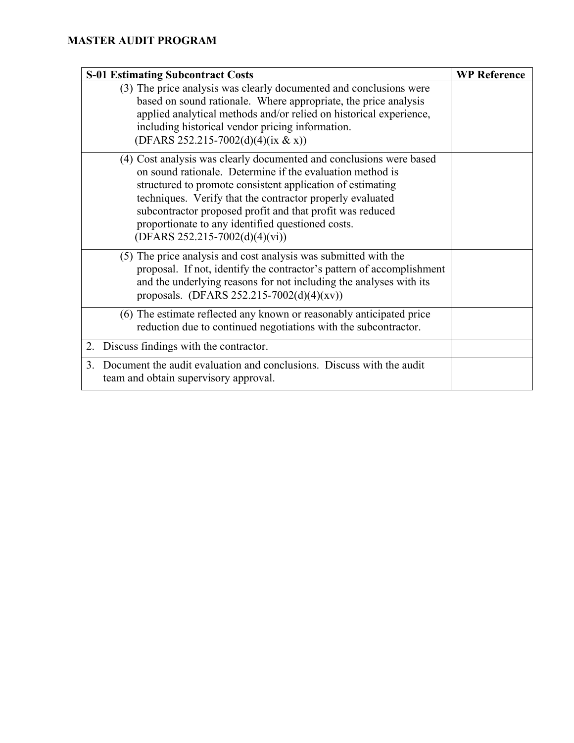**MASTER AUDIT PROGRAM**

| S-01 Estimating Subcontract Costs | WP Reference |
|---|---|
| (3) The price analysis was clearly documented and conclusions were based on sound rationale. Where appropriate, the price analysis applied analytical methods and/or relied on historical experience, including historical vendor pricing information. (DFARS 252.215-7002(d)(4)(ix & x)) | |
| (4) Cost analysis was clearly documented and conclusions were based on sound rationale. Determine if the evaluation method is structured to promote consistent application of estimating techniques. Verify that the contractor properly evaluated subcontractor proposed profit and that profit was reduced proportionate to any identified questioned costs. (DFARS 252.215-7002(d)(4)(vi)) | |
| (5) The price analysis and cost analysis was submitted with the proposal. If not, identify the contractor's pattern of accomplishment and the underlying reasons for not including the analyses with its proposals. (DFARS 252.215-7002(d)(4)(xv)) | |
| (6) The estimate reflected any known or reasonably anticipated price reduction due to continued negotiations with the subcontractor. | |
| 2. Discuss findings with the contractor. | |
| 3. Document the audit evaluation and conclusions. Discuss with the audit team and obtain supervisory approval. | |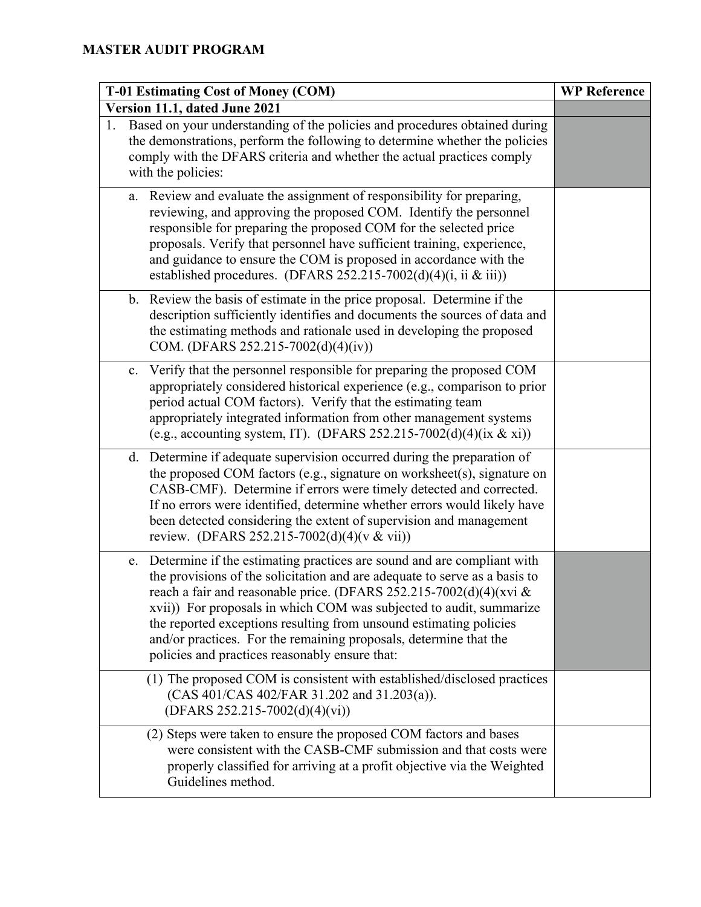## MASTER AUDIT PROGRAM

| T-01 Estimating Cost of Money (COM) | WP Reference |
|---|---|
| **Version 11.1, dated June 2021** | |
| 1. Based on your understanding of the policies and procedures obtained during the demonstrations, perform the following to determine whether the policies comply with the DFARS criteria and whether the actual practices comply with the policies: | |
| a. Review and evaluate the assignment of responsibility for preparing, reviewing, and approving the proposed COM. Identify the personnel responsible for preparing the proposed COM for the selected price proposals. Verify that personnel have sufficient training, experience, and guidance to ensure the COM is proposed in accordance with the established procedures. (DFARS 252.215-7002(d)(4)(i, ii & iii)) | |
| b. Review the basis of estimate in the price proposal. Determine if the description sufficiently identifies and documents the sources of data and the estimating methods and rationale used in developing the proposed COM. (DFARS 252.215-7002(d)(4)(iv)) | |
| c. Verify that the personnel responsible for preparing the proposed COM appropriately considered historical experience (e.g., comparison to prior period actual COM factors). Verify that the estimating team appropriately integrated information from other management systems (e.g., accounting system, IT). (DFARS 252.215-7002(d)(4)(ix & xi)) | |
| d. Determine if adequate supervision occurred during the preparation of the proposed COM factors (e.g., signature on worksheet(s), signature on CASB-CMF). Determine if errors were timely detected and corrected. If no errors were identified, determine whether errors would likely have been detected considering the extent of supervision and management review. (DFARS 252.215-7002(d)(4)(v & vii)) | |
| e. Determine if the estimating practices are sound and are compliant with the provisions of the solicitation and are adequate to serve as a basis to reach a fair and reasonable price. (DFARS 252.215-7002(d)(4)(xvi & xvii)) For proposals in which COM was subjected to audit, summarize the reported exceptions resulting from unsound estimating policies and/or practices. For the remaining proposals, determine that the policies and practices reasonably ensure that: | |
| (1) The proposed COM is consistent with established/disclosed practices (CAS 401/CAS 402/FAR 31.202 and 31.203(a)). (DFARS 252.215-7002(d)(4)(vi)) | |
| (2) Steps were taken to ensure the proposed COM factors and bases were consistent with the CASB-CMF submission and that costs were properly classified for arriving at a profit objective via the Weighted Guidelines method. | |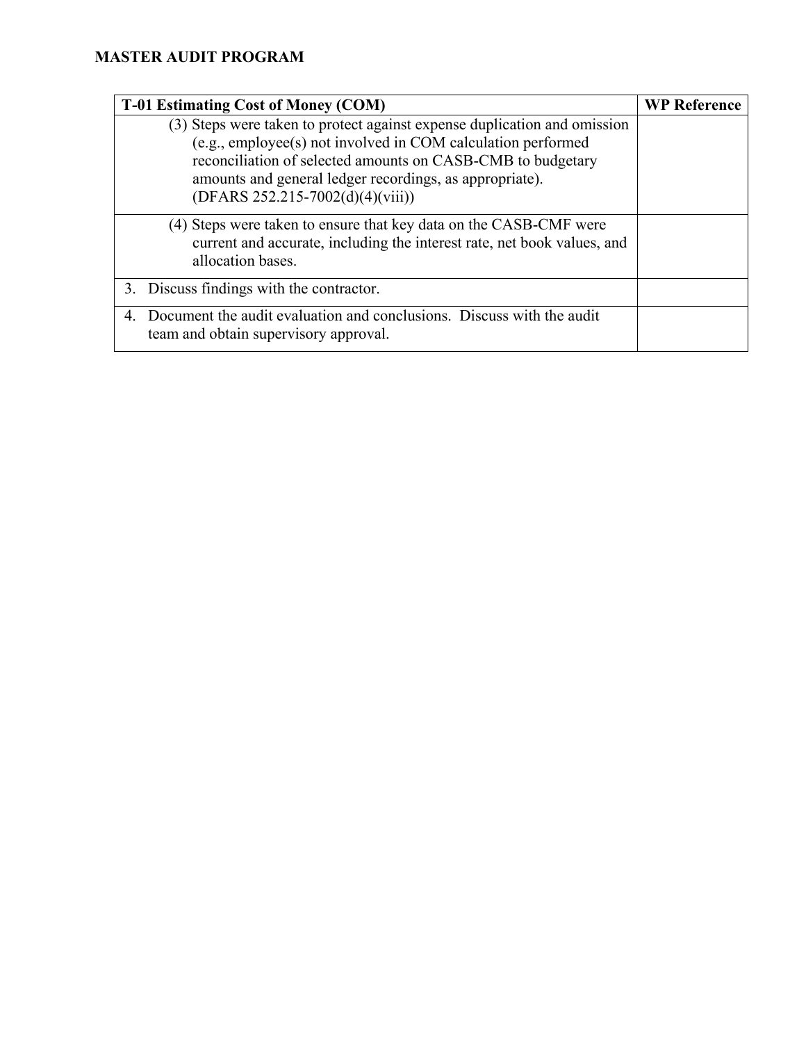**MASTER AUDIT PROGRAM**

| T-01 Estimating Cost of Money (COM) | WP Reference |
|---|---|
| (3) Steps were taken to protect against expense duplication and omission (e.g., employee(s) not involved in COM calculation performed reconciliation of selected amounts on CASB-CMB to budgetary amounts and general ledger recordings, as appropriate). (DFARS 252.215-7002(d)(4)(viii)) | |
| (4) Steps were taken to ensure that key data on the CASB-CMF were current and accurate, including the interest rate, net book values, and allocation bases. | |
| 3. Discuss findings with the contractor. | |
| 4. Document the audit evaluation and conclusions. Discuss with the audit team and obtain supervisory approval. | |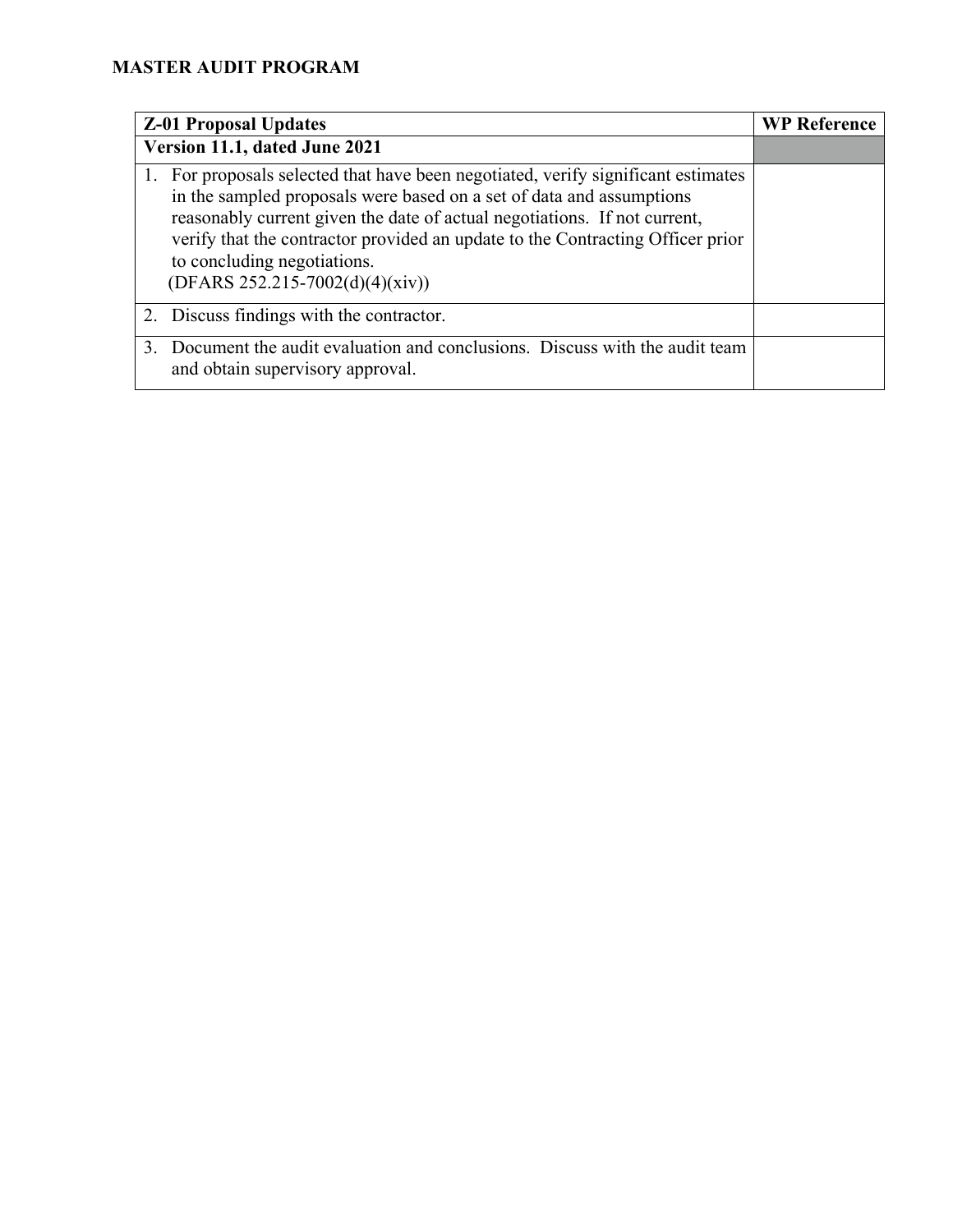**MASTER AUDIT PROGRAM**

| Z-01 Proposal Updates | WP Reference |
| --- | --- |
| **Version 11.1, dated June 2021** | |
| 1. For proposals selected that have been negotiated, verify significant estimates in the sampled proposals were based on a set of data and assumptions reasonably current given the date of actual negotiations. If not current, verify that the contractor provided an update to the Contracting Officer prior to concluding negotiations. (DFARS 252.215-7002(d)(4)(xiv)) | |
| 2. Discuss findings with the contractor. | |
| 3. Document the audit evaluation and conclusions. Discuss with the audit team and obtain supervisory approval. | |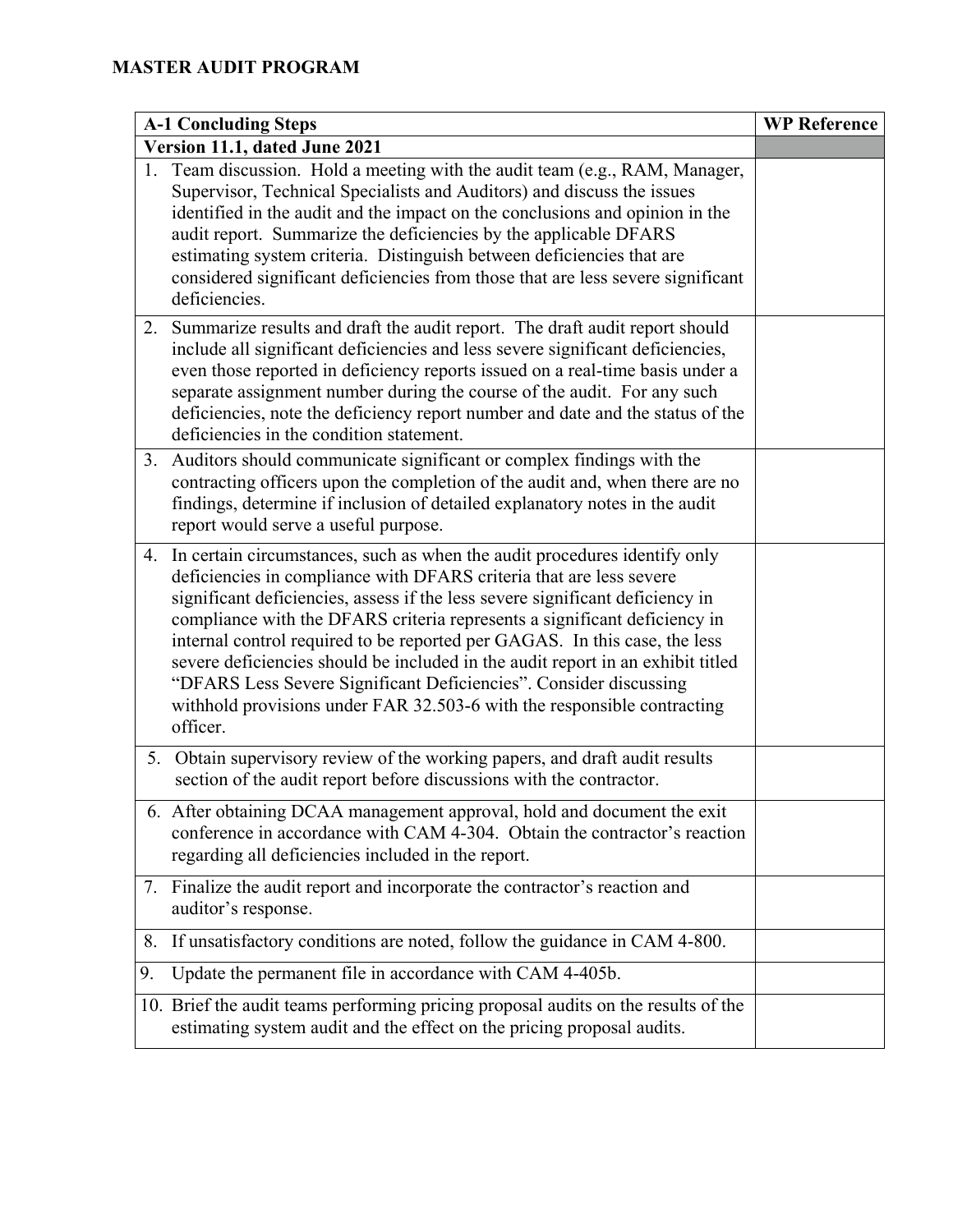## MASTER AUDIT PROGRAM

| A-1 Concluding Steps | WP Reference |
|---|---|
| **Version 11.1, dated June 2021** | |
| 1. Team discussion. Hold a meeting with the audit team (e.g., RAM, Manager, Supervisor, Technical Specialists and Auditors) and discuss the issues identified in the audit and the impact on the conclusions and opinion in the audit report. Summarize the deficiencies by the applicable DFARS estimating system criteria. Distinguish between deficiencies that are considered significant deficiencies from those that are less severe significant deficiencies. | |
| 2. Summarize results and draft the audit report. The draft audit report should include all significant deficiencies and less severe significant deficiencies, even those reported in deficiency reports issued on a real-time basis under a separate assignment number during the course of the audit. For any such deficiencies, note the deficiency report number and date and the status of the deficiencies in the condition statement. | |
| 3. Auditors should communicate significant or complex findings with the contracting officers upon the completion of the audit and, when there are no findings, determine if inclusion of detailed explanatory notes in the audit report would serve a useful purpose. | |
| 4. In certain circumstances, such as when the audit procedures identify only deficiencies in compliance with DFARS criteria that are less severe significant deficiencies, assess if the less severe significant deficiency in compliance with the DFARS criteria represents a significant deficiency in internal control required to be reported per GAGAS. In this case, the less severe deficiencies should be included in the audit report in an exhibit titled "DFARS Less Severe Significant Deficiencies". Consider discussing withhold provisions under FAR 32.503-6 with the responsible contracting officer. | |
| 5. Obtain supervisory review of the working papers, and draft audit results section of the audit report before discussions with the contractor. | |
| 6. After obtaining DCAA management approval, hold and document the exit conference in accordance with CAM 4-304. Obtain the contractor's reaction regarding all deficiencies included in the report. | |
| 7. Finalize the audit report and incorporate the contractor's reaction and auditor's response. | |
| 8. If unsatisfactory conditions are noted, follow the guidance in CAM 4-800. | |
| 9. Update the permanent file in accordance with CAM 4-405b. | |
| 10. Brief the audit teams performing pricing proposal audits on the results of the estimating system audit and the effect on the pricing proposal audits. | |